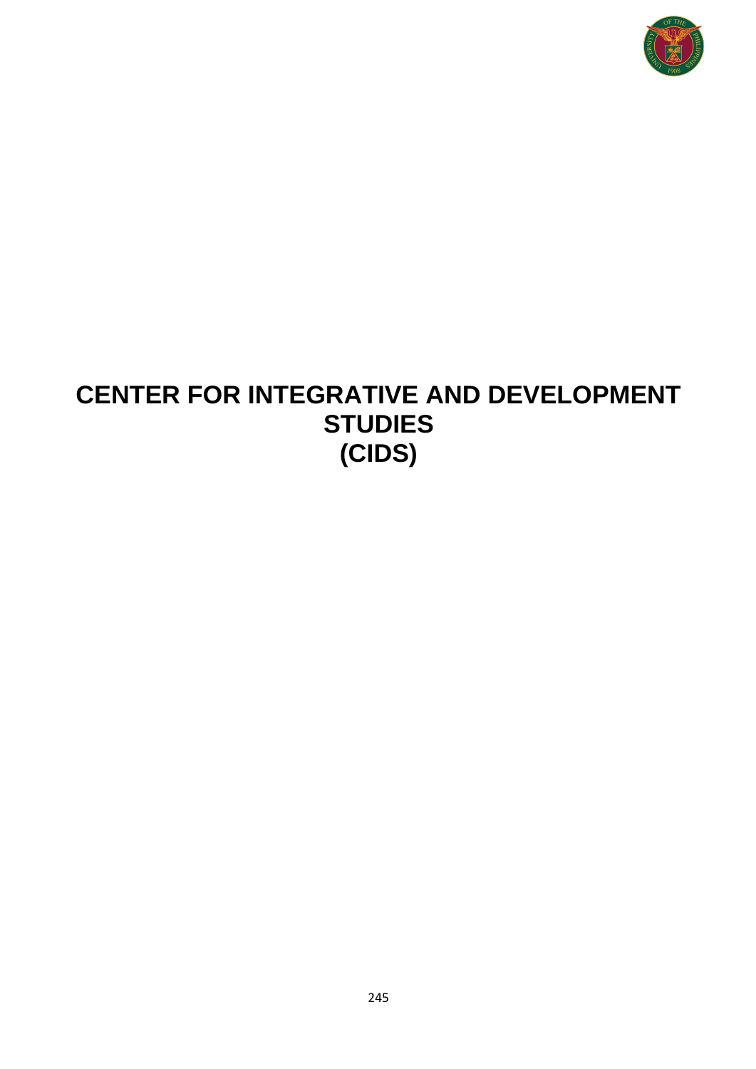# CENTER FOR INTEGRATIVE AND DEVELOPMENT STUDIES (CIDS)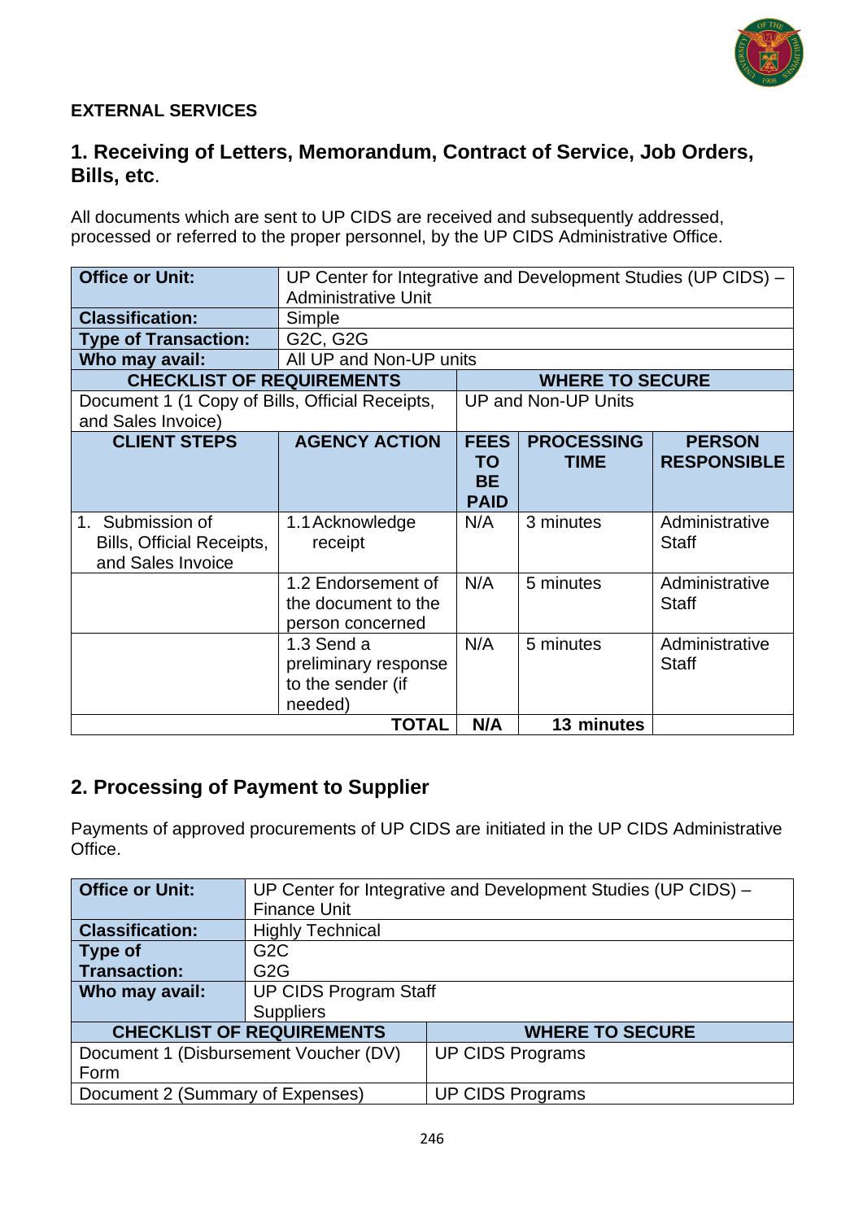**EXTERNAL SERVICES**

## 1. Receiving of Letters, Memorandum, Contract of Service, Job Orders, Bills, etc.

All documents which are sent to UP CIDS are received and subsequently addressed, processed or referred to the proper personnel, by the UP CIDS Administrative Office.

| **Office or Unit:** | UP Center for Integrative and Development Studies (UP CIDS) – Administrative Unit | | | |
|---|---|---|---|---|
| **Classification:** | Simple | | | |
| **Type of Transaction:** | G2C, G2G | | | |
| **Who may avail:** | All UP and Non-UP units | | | |
| **CHECKLIST OF REQUIREMENTS** | | **WHERE TO SECURE** | | |
| Document 1 (1 Copy of Bills, Official Receipts, and Sales Invoice) | | UP and Non-UP Units | | |
| **CLIENT STEPS** | **AGENCY ACTION** | **FEES TO BE PAID** | **PROCESSING TIME** | **PERSON RESPONSIBLE** |
| 1. Submission of Bills, Official Receipts, and Sales Invoice | 1.1 Acknowledge receipt | N/A | 3 minutes | Administrative Staff |
| | 1.2 Endorsement of the document to the person concerned | N/A | 5 minutes | Administrative Staff |
| | 1.3 Send a preliminary response to the sender (if needed) | N/A | 5 minutes | Administrative Staff |
| | **TOTAL** | **N/A** | **13 minutes** | |

## 2. Processing of Payment to Supplier

Payments of approved procurements of UP CIDS are initiated in the UP CIDS Administrative Office.

| **Office or Unit:** | UP Center for Integrative and Development Studies (UP CIDS) – Finance Unit |
|---|---|
| **Classification:** | Highly Technical |
| **Type of Transaction:** | G2C<br>G2G |
| **Who may avail:** | UP CIDS Program Staff<br>Suppliers |
| **CHECKLIST OF REQUIREMENTS** | **WHERE TO SECURE** |
| Document 1 (Disbursement Voucher (DV) Form | UP CIDS Programs |
| Document 2 (Summary of Expenses) | UP CIDS Programs |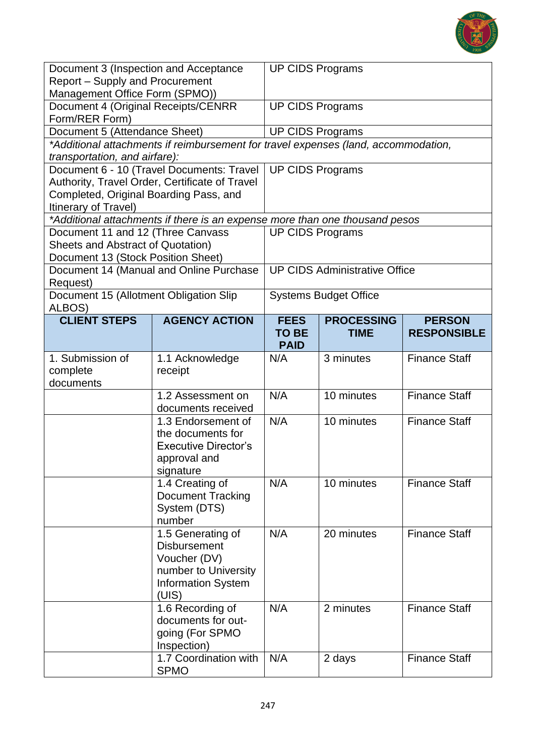| | |
|---|---|
| Document 3 (Inspection and Acceptance Report – Supply and Procurement Management Office Form (SPMO)) | UP CIDS Programs |
| Document 4 (Original Receipts/CENRR Form/RER Form) | UP CIDS Programs |
| Document 5 (Attendance Sheet) | UP CIDS Programs |
| *\*Additional attachments if reimbursement for travel expenses (land, accommodation, transportation, and airfare):* | |
| Document 6 - 10 (Travel Documents: Travel Authority, Travel Order, Certificate of Travel Completed, Original Boarding Pass, and Itinerary of Travel) | UP CIDS Programs |
| *\*Additional attachments if there is an expense more than one thousand pesos* | |
| Document 11 and 12 (Three Canvass Sheets and Abstract of Quotation) Document 13 (Stock Position Sheet) | UP CIDS Programs |
| Document 14 (Manual and Online Purchase Request) | UP CIDS Administrative Office |
| Document 15 (Allotment Obligation Slip ALBOS) | Systems Budget Office |

| CLIENT STEPS | AGENCY ACTION | FEES TO BE PAID | PROCESSING TIME | PERSON RESPONSIBLE |
|---|---|---|---|---|
| 1. Submission of complete documents | 1.1 Acknowledge receipt | N/A | 3 minutes | Finance Staff |
| | 1.2 Assessment on documents received | N/A | 10 minutes | Finance Staff |
| | 1.3 Endorsement of the documents for Executive Director's approval and signature | N/A | 10 minutes | Finance Staff |
| | 1.4 Creating of Document Tracking System (DTS) number | N/A | 10 minutes | Finance Staff |
| | 1.5 Generating of Disbursement Voucher (DV) number to University Information System (UIS) | N/A | 20 minutes | Finance Staff |
| | 1.6 Recording of documents for out-going (For SPMO Inspection) | N/A | 2 minutes | Finance Staff |
| | 1.7 Coordination with SPMO | N/A | 2 days | Finance Staff |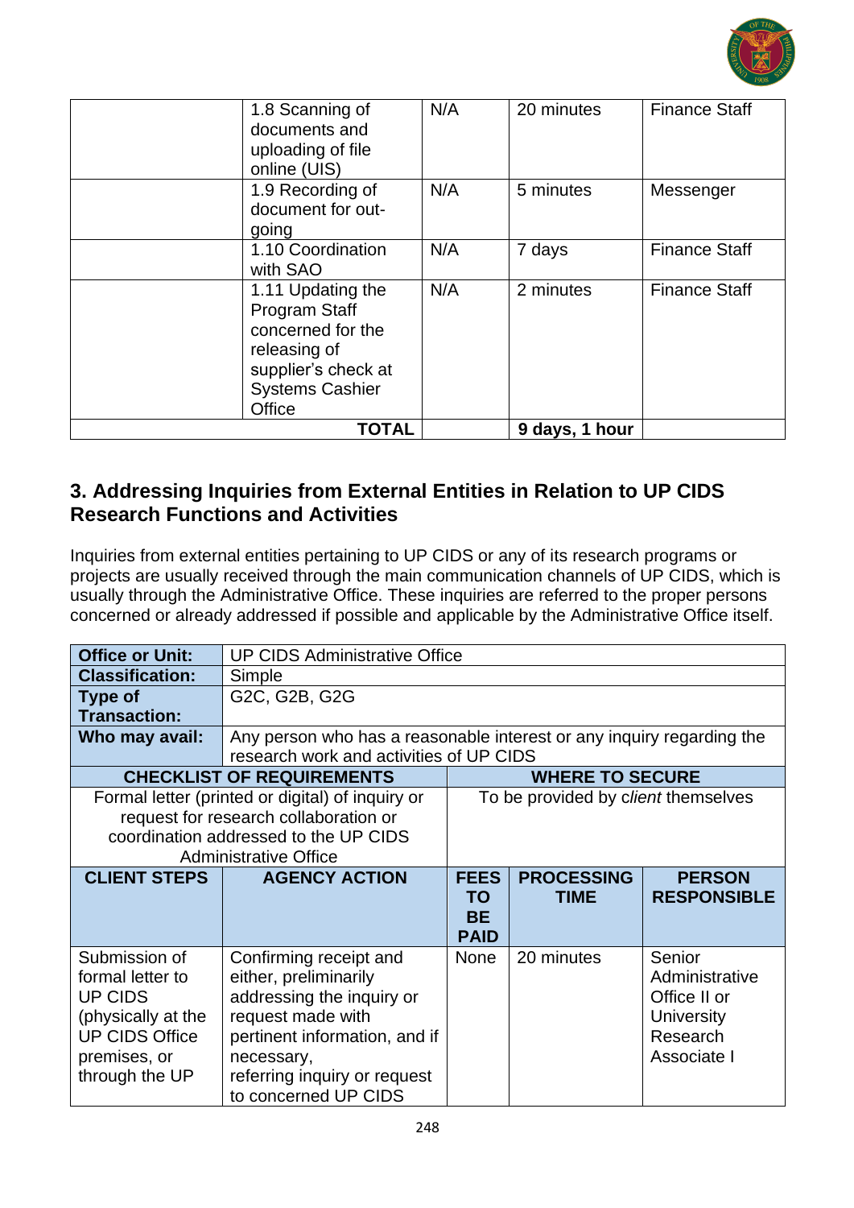| | | | | |
|---|---|---|---|---|
| | 1.8 Scanning of documents and uploading of file online (UIS) | N/A | 20 minutes | Finance Staff |
| | 1.9 Recording of document for out-going | N/A | 5 minutes | Messenger |
| | 1.10 Coordination with SAO | N/A | 7 days | Finance Staff |
| | 1.11 Updating the Program Staff concerned for the releasing of supplier's check at Systems Cashier Office | N/A | 2 minutes | Finance Staff |
| | **TOTAL** | | **9 days, 1 hour** | |

## 3. Addressing Inquiries from External Entities in Relation to UP CIDS Research Functions and Activities

Inquiries from external entities pertaining to UP CIDS or any of its research programs or projects are usually received through the main communication channels of UP CIDS, which is usually through the Administrative Office. These inquiries are referred to the proper persons concerned or already addressed if possible and applicable by the Administrative Office itself.

| **Office or Unit:** | UP CIDS Administrative Office | | | |
|---|---|---|---|---|
| **Classification:** | Simple | | | |
| **Type of Transaction:** | G2C, G2B, G2G | | | |
| **Who may avail:** | Any person who has a reasonable interest or any inquiry regarding the research work and activities of UP CIDS | | | |
| **CHECKLIST OF REQUIREMENTS** | | **WHERE TO SECURE** | | |
| Formal letter (printed or digital) of inquiry or request for research collaboration or coordination addressed to the UP CIDS Administrative Office | | To be provided by *client* themselves | | |
| **CLIENT STEPS** | **AGENCY ACTION** | **FEES TO BE PAID** | **PROCESSING TIME** | **PERSON RESPONSIBLE** |
| Submission of formal letter to UP CIDS (physically at the UP CIDS Office premises, or through the UP | Confirming receipt and either, preliminarily addressing the inquiry or request made with pertinent information, and if necessary, referring inquiry or request to concerned UP CIDS | None | 20 minutes | Senior Administrative Office II or University Research Associate I |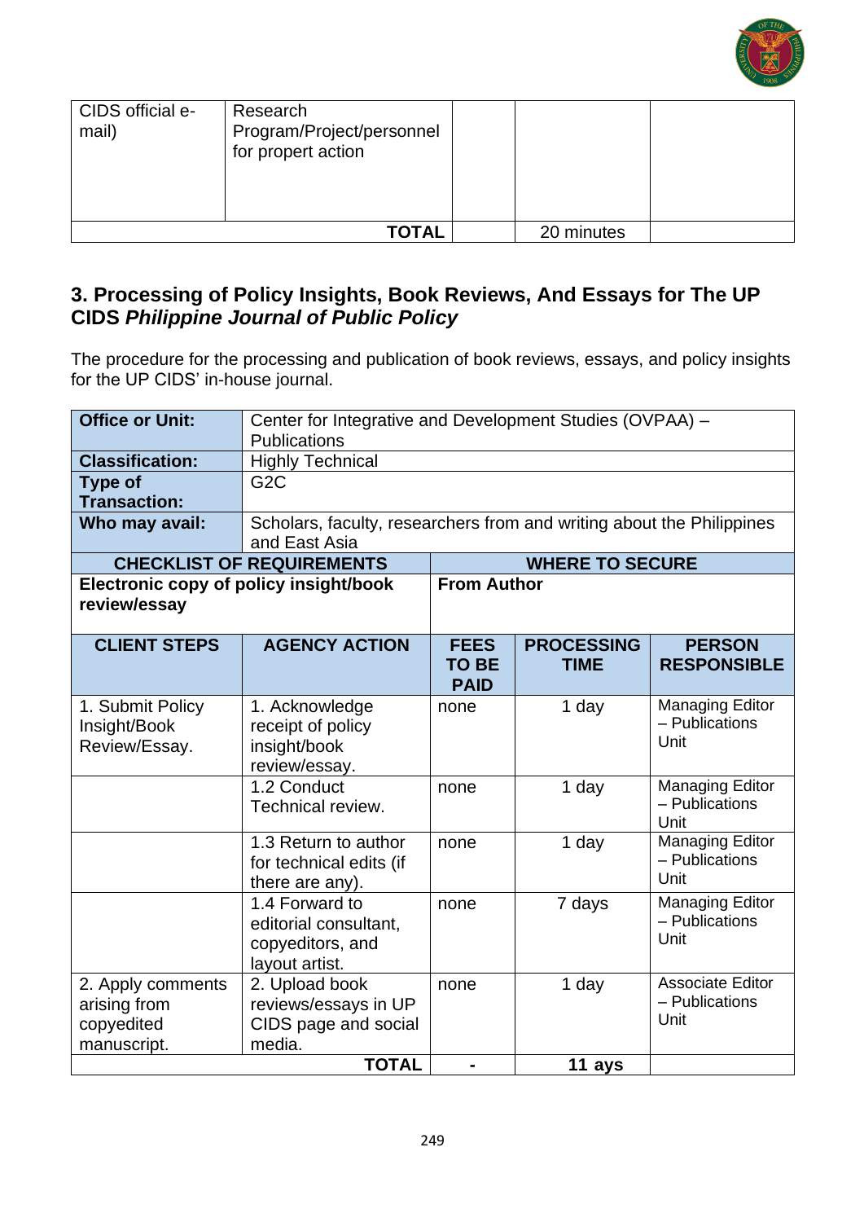| | | | | |
|---|---|---|---|---|
| CIDS official e-mail) | Research Program/Project/personnel for propert action | | | |
| | **TOTAL** | | 20 minutes | |

## 3. Processing of Policy Insights, Book Reviews, And Essays for The UP CIDS *Philippine Journal of Public Policy*

The procedure for the processing and publication of book reviews, essays, and policy insights for the UP CIDS' in-house journal.

| | | | | |
|---|---|---|---|---|
| **Office or Unit:** | Center for Integrative and Development Studies (OVPAA) – Publications | | | |
| **Classification:** | Highly Technical | | | |
| **Type of Transaction:** | G2C | | | |
| **Who may avail:** | Scholars, faculty, researchers from and writing about the Philippines and East Asia | | | |
| **CHECKLIST OF REQUIREMENTS** | | **WHERE TO SECURE** | | |
| **Electronic copy of policy insight/book review/essay** | | **From Author** | | |
| **CLIENT STEPS** | **AGENCY ACTION** | **FEES TO BE PAID** | **PROCESSING TIME** | **PERSON RESPONSIBLE** |
| 1. Submit Policy Insight/Book Review/Essay. | 1. Acknowledge receipt of policy insight/book review/essay. | none | 1 day | Managing Editor – Publications Unit |
| | 1.2 Conduct Technical review. | none | 1 day | Managing Editor – Publications Unit |
| | 1.3 Return to author for technical edits (if there are any). | none | 1 day | Managing Editor – Publications Unit |
| | 1.4 Forward to editorial consultant, copyeditors, and layout artist. | none | 7 days | Managing Editor – Publications Unit |
| 2. Apply comments arising from copyedited manuscript. | 2. Upload book reviews/essays in UP CIDS page and social media. | none | 1 day | Associate Editor – Publications Unit |
| | **TOTAL** | **-** | **11 ays** | |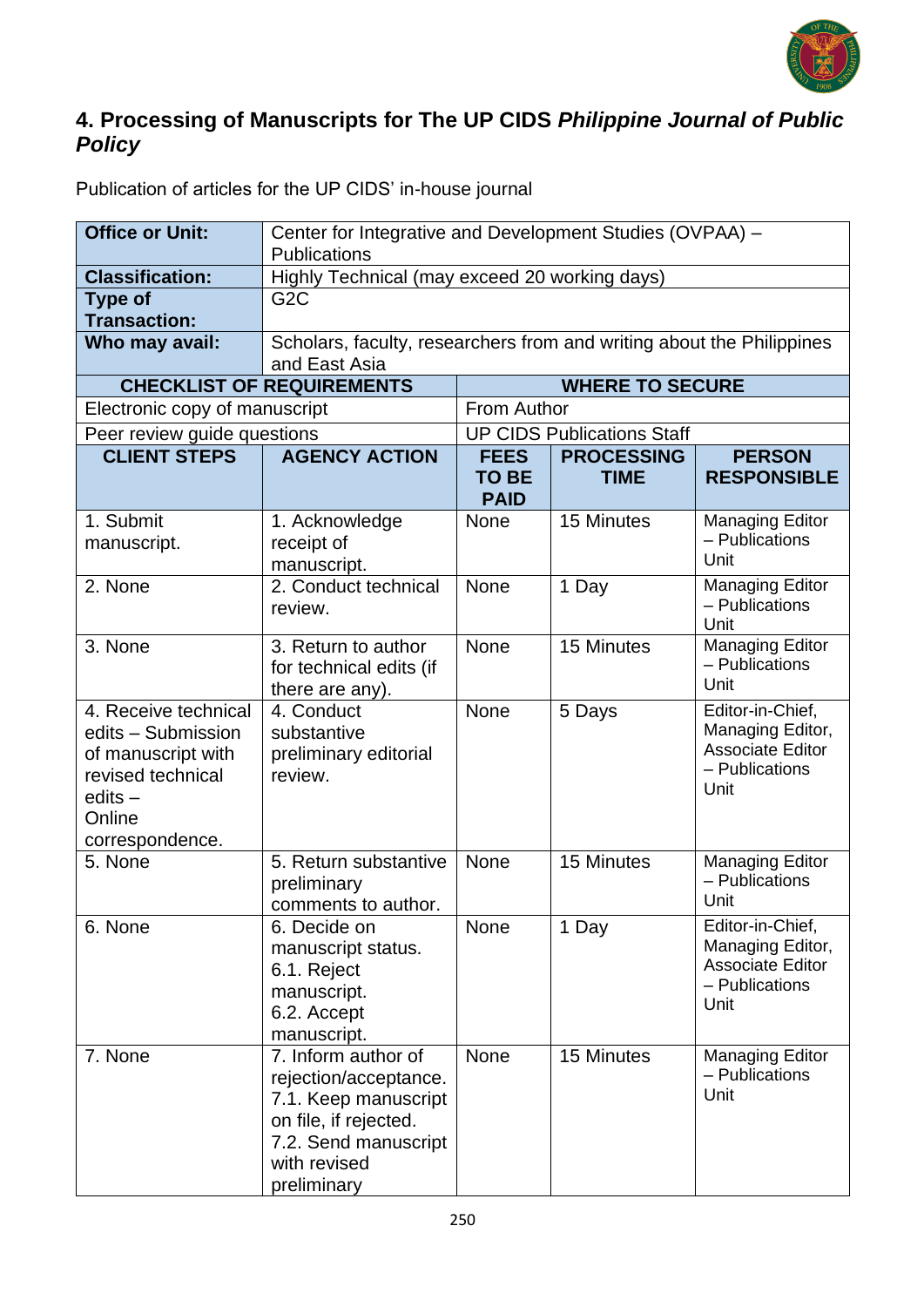## 4. Processing of Manuscripts for The UP CIDS *Philippine Journal of Public Policy*

Publication of articles for the UP CIDS' in-house journal

| **Office or Unit:** | Center for Integrative and Development Studies (OVPAA) – Publications | | | |
|---|---|---|---|---|
| **Classification:** | Highly Technical (may exceed 20 working days) | | | |
| **Type of Transaction:** | G2C | | | |
| **Who may avail:** | Scholars, faculty, researchers from and writing about the Philippines and East Asia | | | |
| **CHECKLIST OF REQUIREMENTS** | | **WHERE TO SECURE** | | |
| Electronic copy of manuscript | | From Author | | |
| Peer review guide questions | | UP CIDS Publications Staff | | |
| **CLIENT STEPS** | **AGENCY ACTION** | **FEES TO BE PAID** | **PROCESSING TIME** | **PERSON RESPONSIBLE** |
| 1. Submit manuscript. | 1. Acknowledge receipt of manuscript. | None | 15 Minutes | Managing Editor – Publications Unit |
| 2. None | 2. Conduct technical review. | None | 1 Day | Managing Editor – Publications Unit |
| 3. None | 3. Return to author for technical edits (if there are any). | None | 15 Minutes | Managing Editor – Publications Unit |
| 4. Receive technical edits – Submission of manuscript with revised technical edits – Online correspondence. | 4. Conduct substantive preliminary editorial review. | None | 5 Days | Editor-in-Chief, Managing Editor, Associate Editor – Publications Unit |
| 5. None | 5. Return substantive preliminary comments to author. | None | 15 Minutes | Managing Editor – Publications Unit |
| 6. None | 6. Decide on manuscript status.<br>6.1. Reject manuscript.<br>6.2. Accept manuscript. | None | 1 Day | Editor-in-Chief, Managing Editor, Associate Editor – Publications Unit |
| 7. None | 7. Inform author of rejection/acceptance.<br>7.1. Keep manuscript on file, if rejected.<br>7.2. Send manuscript with revised preliminary | None | 15 Minutes | Managing Editor – Publications Unit |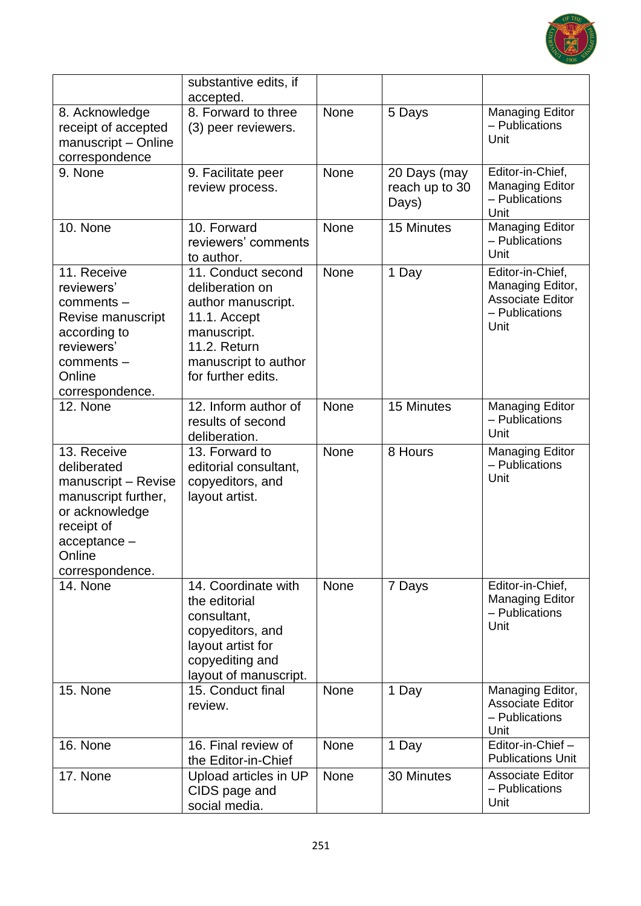| | | | | |
|---|---|---|---|---|
| | substantive edits, if accepted. | | | |
| 8. Acknowledge receipt of accepted manuscript – Online correspondence | 8. Forward to three (3) peer reviewers. | None | 5 Days | Managing Editor – Publications Unit |
| 9. None | 9. Facilitate peer review process. | None | 20 Days (may reach up to 30 Days) | Editor-in-Chief, Managing Editor – Publications Unit |
| 10. None | 10. Forward reviewers' comments to author. | None | 15 Minutes | Managing Editor – Publications Unit |
| 11. Receive reviewers' comments – Revise manuscript according to reviewers' comments – Online correspondence. | 11. Conduct second deliberation on author manuscript.<br>11.1. Accept manuscript.<br>11.2. Return manuscript to author for further edits. | None | 1 Day | Editor-in-Chief, Managing Editor, Associate Editor – Publications Unit |
| 12. None | 12. Inform author of results of second deliberation. | None | 15 Minutes | Managing Editor – Publications Unit |
| 13. Receive deliberated manuscript – Revise manuscript further, or acknowledge receipt of acceptance – Online correspondence. | 13. Forward to editorial consultant, copyeditors, and layout artist. | None | 8 Hours | Managing Editor – Publications Unit |
| 14. None | 14. Coordinate with the editorial consultant, copyeditors, and layout artist for copyediting and layout of manuscript. | None | 7 Days | Editor-in-Chief, Managing Editor – Publications Unit |
| 15. None | 15. Conduct final review. | None | 1 Day | Managing Editor, Associate Editor – Publications Unit |
| 16. None | 16. Final review of the Editor-in-Chief | None | 1 Day | Editor-in-Chief – Publications Unit |
| 17. None | Upload articles in UP CIDS page and social media. | None | 30 Minutes | Associate Editor – Publications Unit |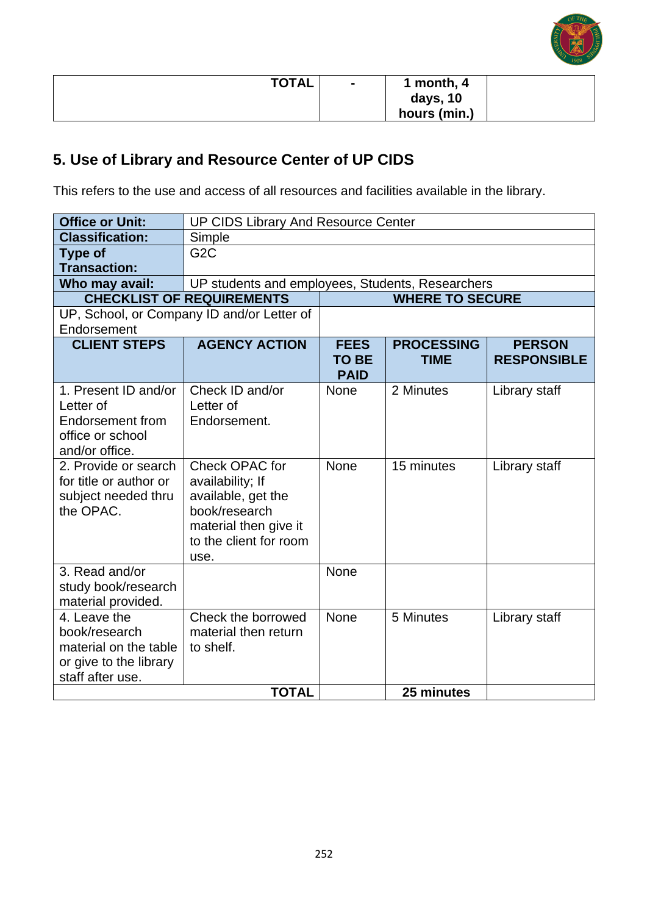| | | | | |
|---|---|---|---|---|
| | **TOTAL** | **-** | **1 month, 4 days, 10 hours (min.)** | |

## 5. Use of Library and Resource Center of UP CIDS

This refers to the use and access of all resources and facilities available in the library.

| **Office or Unit:** | UP CIDS Library And Resource Center | | | |
|---|---|---|---|---|
| **Classification:** | Simple | | | |
| **Type of Transaction:** | G2C | | | |
| **Who may avail:** | UP students and employees, Students, Researchers | | | |
| **CHECKLIST OF REQUIREMENTS** | | **WHERE TO SECURE** | | |
| UP, School, or Company ID and/or Letter of Endorsement | | | | |
| **CLIENT STEPS** | **AGENCY ACTION** | **FEES TO BE PAID** | **PROCESSING TIME** | **PERSON RESPONSIBLE** |
| 1. Present ID and/or Letter of Endorsement from office or school and/or office. | Check ID and/or Letter of Endorsement. | None | 2 Minutes | Library staff |
| 2. Provide or search for title or author or subject needed thru the OPAC. | Check OPAC for availability; If available, get the book/research material then give it to the client for room use. | None | 15 minutes | Library staff |
| 3. Read and/or study book/research material provided. | | None | | |
| 4. Leave the book/research material on the table or give to the library staff after use. | Check the borrowed material then return to shelf. | None | 5 Minutes | Library staff |
| | **TOTAL** | | **25 minutes** | |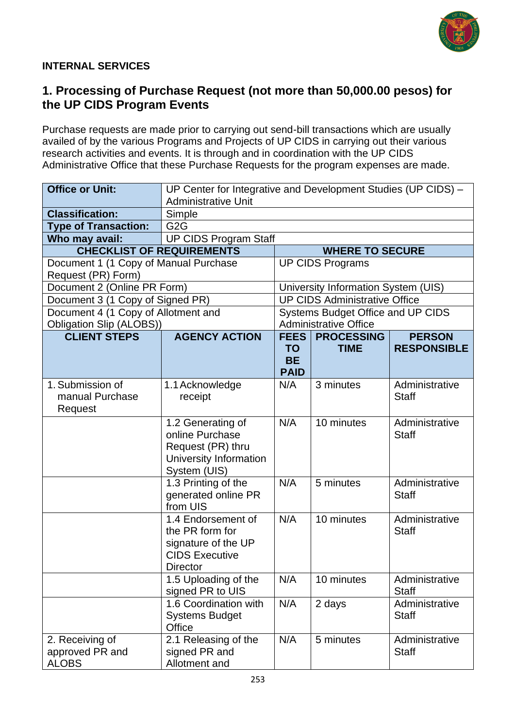**INTERNAL SERVICES**

## 1. Processing of Purchase Request (not more than 50,000.00 pesos) for the UP CIDS Program Events

Purchase requests are made prior to carrying out send-bill transactions which are usually availed of by the various Programs and Projects of UP CIDS in carrying out their various research activities and events. It is through and in coordination with the UP CIDS Administrative Office that these Purchase Requests for the program expenses are made.

| **Office or Unit:** | UP Center for Integrative and Development Studies (UP CIDS) – Administrative Unit | | | |
|---|---|---|---|---|
| **Classification:** | Simple | | | |
| **Type of Transaction:** | G2G | | | |
| **Who may avail:** | UP CIDS Program Staff | | | |
| **CHECKLIST OF REQUIREMENTS** | | **WHERE TO SECURE** | | |
| Document 1 (1 Copy of Manual Purchase Request (PR) Form) | | UP CIDS Programs | | |
| Document 2 (Online PR Form) | | University Information System (UIS) | | |
| Document 3 (1 Copy of Signed PR) | | UP CIDS Administrative Office | | |
| Document 4 (1 Copy of Allotment and Obligation Slip (ALOBS)) | | Systems Budget Office and UP CIDS Administrative Office | | |
| **CLIENT STEPS** | **AGENCY ACTION** | **FEES TO BE PAID** | **PROCESSING TIME** | **PERSON RESPONSIBLE** |
| 1. Submission of manual Purchase Request | 1.1 Acknowledge receipt | N/A | 3 minutes | Administrative Staff |
| | 1.2 Generating of online Purchase Request (PR) thru University Information System (UIS) | N/A | 10 minutes | Administrative Staff |
| | 1.3 Printing of the generated online PR from UIS | N/A | 5 minutes | Administrative Staff |
| | 1.4 Endorsement of the PR form for signature of the UP CIDS Executive Director | N/A | 10 minutes | Administrative Staff |
| | 1.5 Uploading of the signed PR to UIS | N/A | 10 minutes | Administrative Staff |
| | 1.6 Coordination with Systems Budget Office | N/A | 2 days | Administrative Staff |
| 2. Receiving of approved PR and ALOBS | 2.1 Releasing of the signed PR and Allotment and | N/A | 5 minutes | Administrative Staff |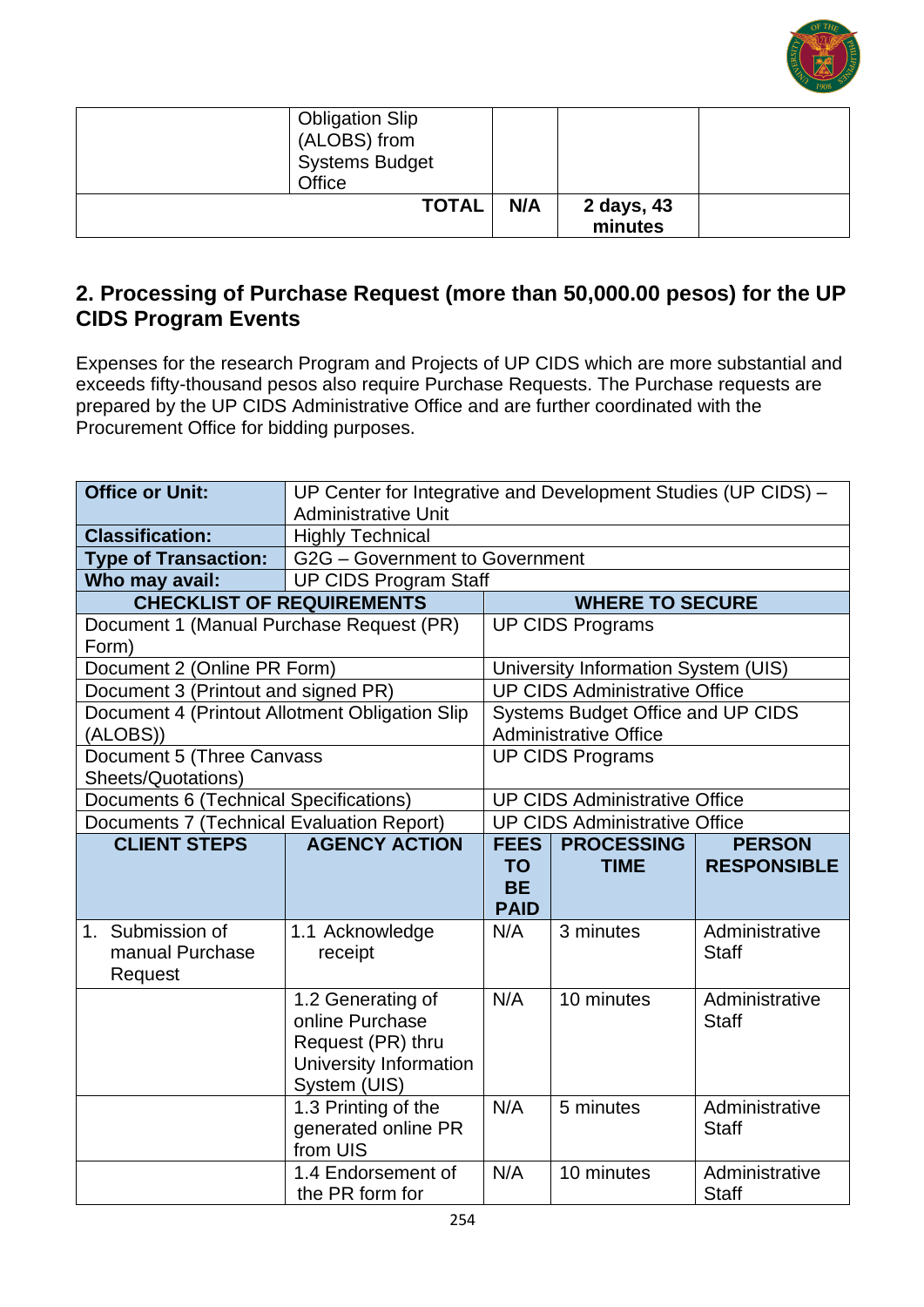| | | | | |
|---|---|---|---|---|
| | Obligation Slip (ALOBS) from Systems Budget Office | | | |
| | **TOTAL** | **N/A** | **2 days, 43 minutes** | |

## 2. Processing of Purchase Request (more than 50,000.00 pesos) for the UP CIDS Program Events

Expenses for the research Program and Projects of UP CIDS which are more substantial and exceeds fifty-thousand pesos also require Purchase Requests. The Purchase requests are prepared by the UP CIDS Administrative Office and are further coordinated with the Procurement Office for bidding purposes.

| | |
|---|---|
| **Office or Unit:** | UP Center for Integrative and Development Studies (UP CIDS) – Administrative Unit |
| **Classification:** | Highly Technical |
| **Type of Transaction:** | G2G – Government to Government |
| **Who may avail:** | UP CIDS Program Staff |

| **CHECKLIST OF REQUIREMENTS** | **WHERE TO SECURE** |
|---|---|
| Document 1 (Manual Purchase Request (PR) Form) | UP CIDS Programs |
| Document 2 (Online PR Form) | University Information System (UIS) |
| Document 3 (Printout and signed PR) | UP CIDS Administrative Office |
| Document 4 (Printout Allotment Obligation Slip (ALOBS)) | Systems Budget Office and UP CIDS Administrative Office |
| Document 5 (Three Canvass Sheets/Quotations) | UP CIDS Programs |
| Documents 6 (Technical Specifications) | UP CIDS Administrative Office |
| Documents 7 (Technical Evaluation Report) | UP CIDS Administrative Office |

| **CLIENT STEPS** | **AGENCY ACTION** | **FEES TO BE PAID** | **PROCESSING TIME** | **PERSON RESPONSIBLE** |
|---|---|---|---|---|
| 1. Submission of manual Purchase Request | 1.1 Acknowledge receipt | N/A | 3 minutes | Administrative Staff |
| | 1.2 Generating of online Purchase Request (PR) thru University Information System (UIS) | N/A | 10 minutes | Administrative Staff |
| | 1.3 Printing of the generated online PR from UIS | N/A | 5 minutes | Administrative Staff |
| | 1.4 Endorsement of the PR form for | N/A | 10 minutes | Administrative Staff |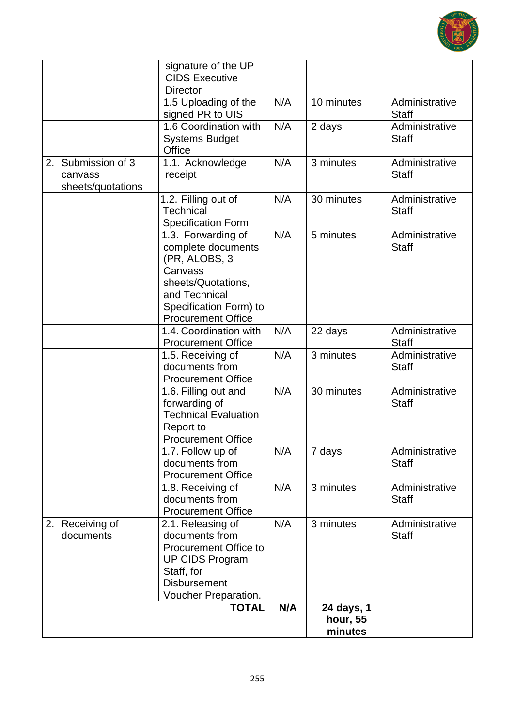| | | | | |
|---|---|---|---|---|
| | signature of the UP CIDS Executive Director | | | |
| | 1.5 Uploading of the signed PR to UIS | N/A | 10 minutes | Administrative Staff |
| | 1.6 Coordination with Systems Budget Office | N/A | 2 days | Administrative Staff |
| 2. Submission of 3 canvass sheets/quotations | 1.1. Acknowledge receipt | N/A | 3 minutes | Administrative Staff |
| | 1.2. Filling out of Technical Specification Form | N/A | 30 minutes | Administrative Staff |
| | 1.3. Forwarding of complete documents (PR, ALOBS, 3 Canvass sheets/Quotations, and Technical Specification Form) to Procurement Office | N/A | 5 minutes | Administrative Staff |
| | 1.4. Coordination with Procurement Office | N/A | 22 days | Administrative Staff |
| | 1.5. Receiving of documents from Procurement Office | N/A | 3 minutes | Administrative Staff |
| | 1.6. Filling out and forwarding of Technical Evaluation Report to Procurement Office | N/A | 30 minutes | Administrative Staff |
| | 1.7. Follow up of documents from Procurement Office | N/A | 7 days | Administrative Staff |
| | 1.8. Receiving of documents from Procurement Office | N/A | 3 minutes | Administrative Staff |
| 2. Receiving of documents | 2.1. Releasing of documents from Procurement Office to UP CIDS Program Staff, for Disbursement Voucher Preparation. | N/A | 3 minutes | Administrative Staff |
| | **TOTAL** | **N/A** | **24 days, 1 hour, 55 minutes** | |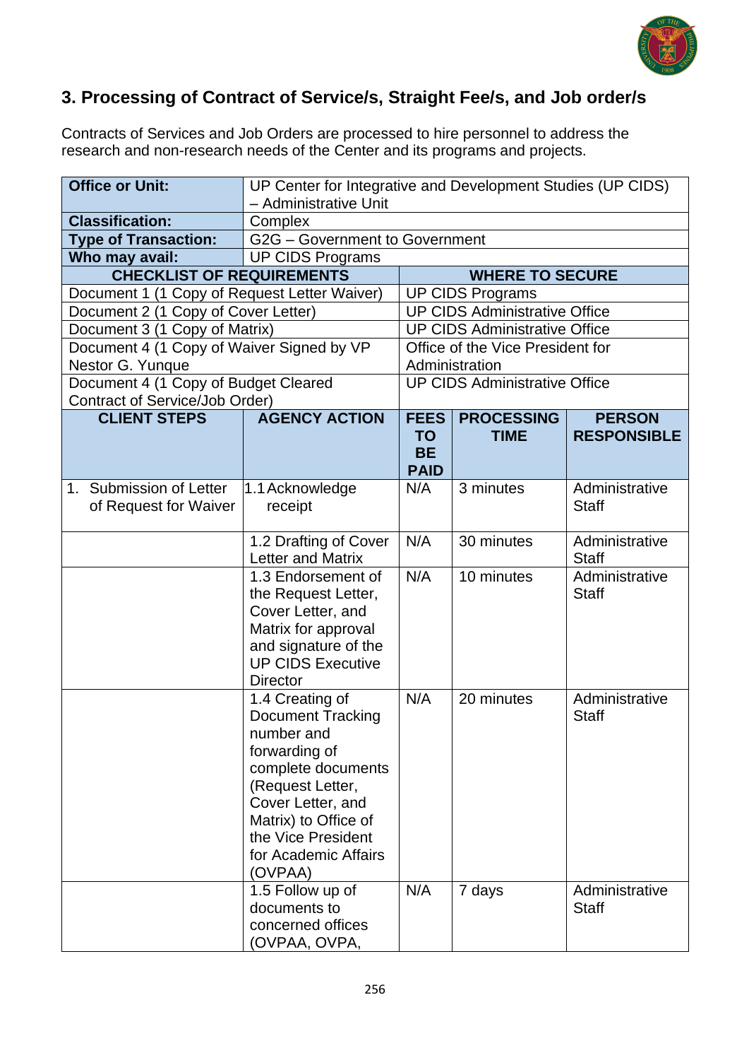## 3. Processing of Contract of Service/s, Straight Fee/s, and Job order/s

Contracts of Services and Job Orders are processed to hire personnel to address the research and non-research needs of the Center and its programs and projects.

| **Office or Unit:** | UP Center for Integrative and Development Studies (UP CIDS) – Administrative Unit | | | |
|---|---|---|---|---|
| **Classification:** | Complex | | | |
| **Type of Transaction:** | G2G – Government to Government | | | |
| **Who may avail:** | UP CIDS Programs | | | |
| **CHECKLIST OF REQUIREMENTS** | | **WHERE TO SECURE** | | |
| Document 1 (1 Copy of Request Letter Waiver) | | UP CIDS Programs | | |
| Document 2 (1 Copy of Cover Letter) | | UP CIDS Administrative Office | | |
| Document 3 (1 Copy of Matrix) | | UP CIDS Administrative Office | | |
| Document 4 (1 Copy of Waiver Signed by VP Nestor G. Yunque | | Office of the Vice President for Administration | | |
| Document 4 (1 Copy of Budget Cleared Contract of Service/Job Order) | | UP CIDS Administrative Office | | |
| **CLIENT STEPS** | **AGENCY ACTION** | **FEES TO BE PAID** | **PROCESSING TIME** | **PERSON RESPONSIBLE** |
| 1. Submission of Letter of Request for Waiver | 1.1 Acknowledge receipt | N/A | 3 minutes | Administrative Staff |
| | 1.2 Drafting of Cover Letter and Matrix | N/A | 30 minutes | Administrative Staff |
| | 1.3 Endorsement of the Request Letter, Cover Letter, and Matrix for approval and signature of the UP CIDS Executive Director | N/A | 10 minutes | Administrative Staff |
| | 1.4 Creating of Document Tracking number and forwarding of complete documents (Request Letter, Cover Letter, and Matrix) to Office of the Vice President for Academic Affairs (OVPAA) | N/A | 20 minutes | Administrative Staff |
| | 1.5 Follow up of documents to concerned offices (OVPAA, OVPA, | N/A | 7 days | Administrative Staff |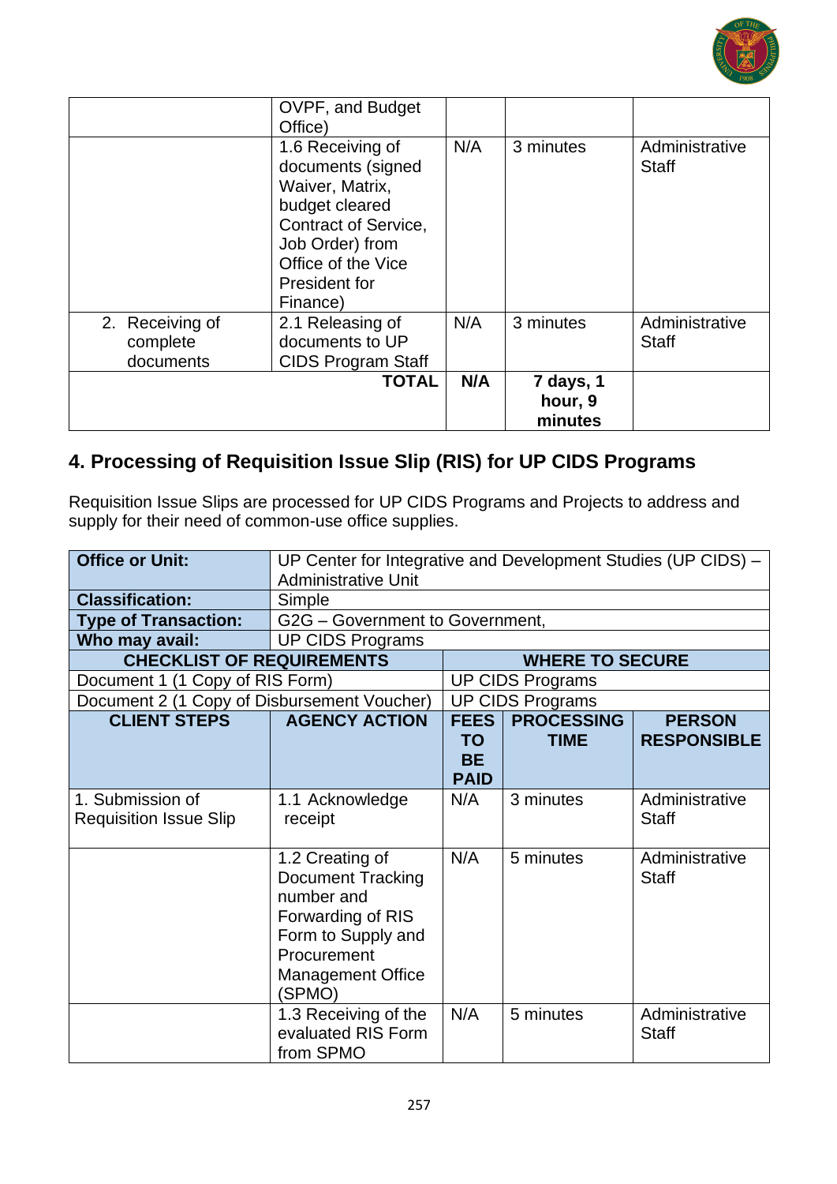| | | | | |
|---|---|---|---|---|
| | OVPF, and Budget Office) | | | |
| | 1.6 Receiving of documents (signed Waiver, Matrix, budget cleared Contract of Service, Job Order) from Office of the Vice President for Finance) | N/A | 3 minutes | Administrative Staff |
| 2. Receiving of complete documents | 2.1 Releasing of documents to UP CIDS Program Staff | N/A | 3 minutes | Administrative Staff |
| | **TOTAL** | **N/A** | **7 days, 1 hour, 9 minutes** | |

## 4. Processing of Requisition Issue Slip (RIS) for UP CIDS Programs

Requisition Issue Slips are processed for UP CIDS Programs and Projects to address and supply for their need of common-use office supplies.

| **Office or Unit:** | UP Center for Integrative and Development Studies (UP CIDS) – Administrative Unit | | | |
|---|---|---|---|---|
| **Classification:** | Simple | | | |
| **Type of Transaction:** | G2G – Government to Government, | | | |
| **Who may avail:** | UP CIDS Programs | | | |
| **CHECKLIST OF REQUIREMENTS** | | **WHERE TO SECURE** | | |
| Document 1 (1 Copy of RIS Form) | | UP CIDS Programs | | |
| Document 2 (1 Copy of Disbursement Voucher) | | UP CIDS Programs | | |
| **CLIENT STEPS** | **AGENCY ACTION** | **FEES TO BE PAID** | **PROCESSING TIME** | **PERSON RESPONSIBLE** |
| 1. Submission of Requisition Issue Slip | 1.1 Acknowledge receipt | N/A | 3 minutes | Administrative Staff |
| | 1.2 Creating of Document Tracking number and Forwarding of RIS Form to Supply and Procurement Management Office (SPMO) | N/A | 5 minutes | Administrative Staff |
| | 1.3 Receiving of the evaluated RIS Form from SPMO | N/A | 5 minutes | Administrative Staff |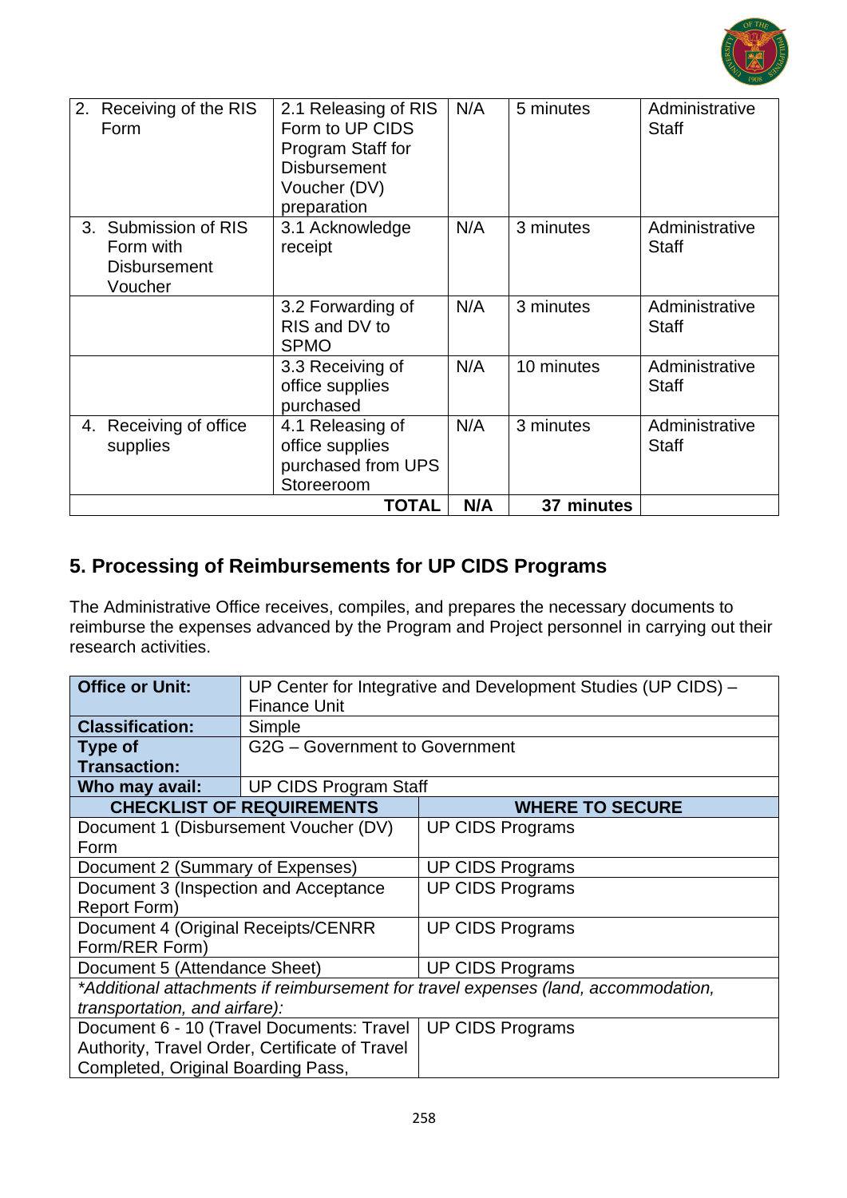| 2. Receiving of the RIS Form | 2.1 Releasing of RIS Form to UP CIDS Program Staff for Disbursement Voucher (DV) preparation | N/A | 5 minutes | Administrative Staff |
|---|---|---|---|---|
| 3. Submission of RIS Form with Disbursement Voucher | 3.1 Acknowledge receipt | N/A | 3 minutes | Administrative Staff |
| | 3.2 Forwarding of RIS and DV to SPMO | N/A | 3 minutes | Administrative Staff |
| | 3.3 Receiving of office supplies purchased | N/A | 10 minutes | Administrative Staff |
| 4. Receiving of office supplies | 4.1 Releasing of office supplies purchased from UPS Storeroom | N/A | 3 minutes | Administrative Staff |
| | **TOTAL** | **N/A** | **37 minutes** | |

## 5. Processing of Reimbursements for UP CIDS Programs

The Administrative Office receives, compiles, and prepares the necessary documents to reimburse the expenses advanced by the Program and Project personnel in carrying out their research activities.

| **Office or Unit:** | UP Center for Integrative and Development Studies (UP CIDS) – Finance Unit |
|---|---|
| **Classification:** | Simple |
| **Type of Transaction:** | G2G – Government to Government |
| **Who may avail:** | UP CIDS Program Staff |

| **CHECKLIST OF REQUIREMENTS** | **WHERE TO SECURE** |
|---|---|
| Document 1 (Disbursement Voucher (DV) Form | UP CIDS Programs |
| Document 2 (Summary of Expenses) | UP CIDS Programs |
| Document 3 (Inspection and Acceptance Report Form) | UP CIDS Programs |
| Document 4 (Original Receipts/CENRR Form/RER Form) | UP CIDS Programs |
| Document 5 (Attendance Sheet) | UP CIDS Programs |
| *\*Additional attachments if reimbursement for travel expenses (land, accommodation, transportation, and airfare):* | |
| Document 6 - 10 (Travel Documents: Travel Authority, Travel Order, Certificate of Travel Completed, Original Boarding Pass, | UP CIDS Programs |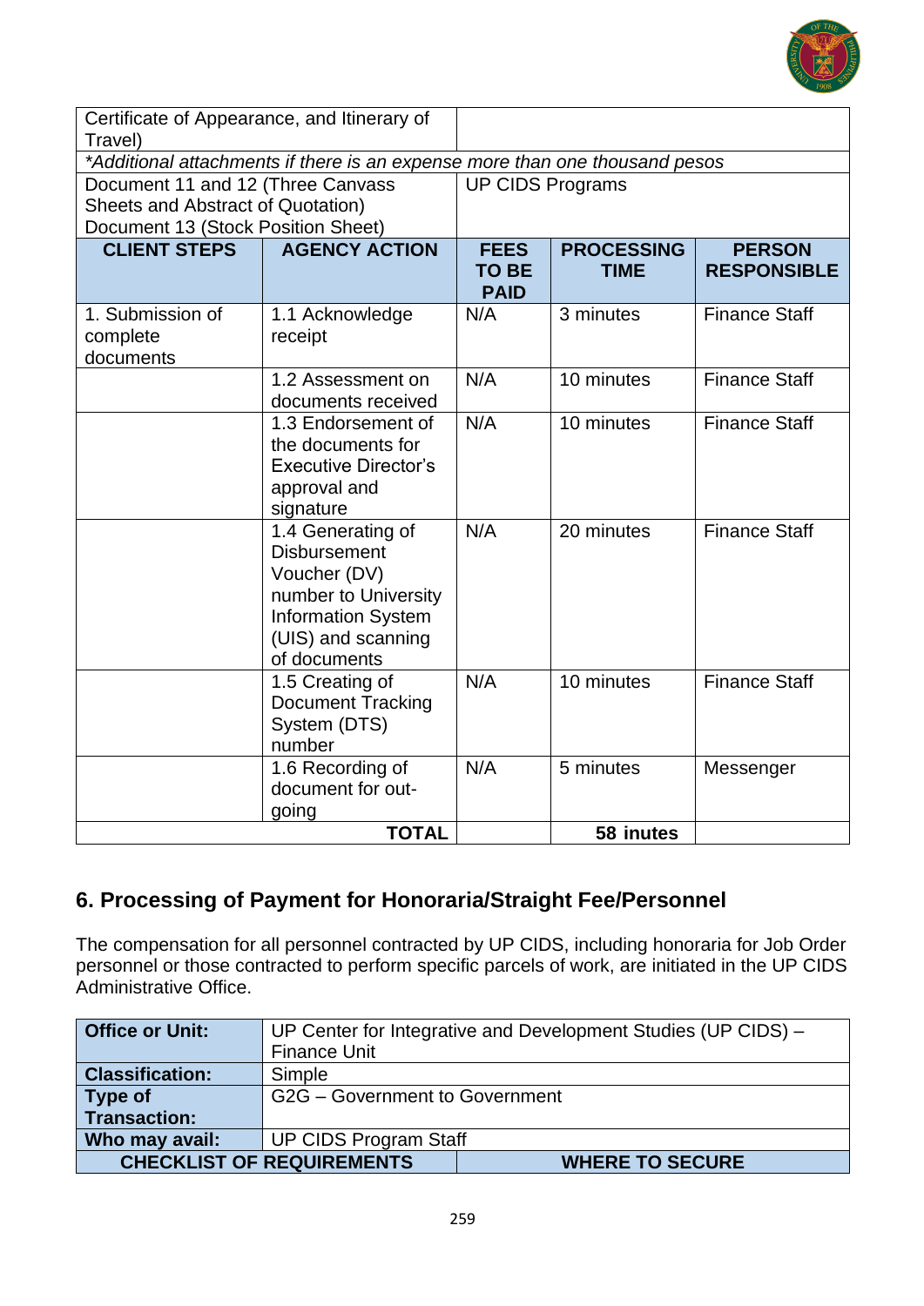| Certificate of Appearance, and Itinerary of Travel) | | | | |
|---|---|---|---|---|
| *\*Additional attachments if there is an expense more than one thousand pesos* | | | | |
| Document 11 and 12 (Three Canvass Sheets and Abstract of Quotation) Document 13 (Stock Position Sheet) | | UP CIDS Programs | | |
| **CLIENT STEPS** | **AGENCY ACTION** | **FEES TO BE PAID** | **PROCESSING TIME** | **PERSON RESPONSIBLE** |
| 1. Submission of complete documents | 1.1 Acknowledge receipt | N/A | 3 minutes | Finance Staff |
| | 1.2 Assessment on documents received | N/A | 10 minutes | Finance Staff |
| | 1.3 Endorsement of the documents for Executive Director's approval and signature | N/A | 10 minutes | Finance Staff |
| | 1.4 Generating of Disbursement Voucher (DV) number to University Information System (UIS) and scanning of documents | N/A | 20 minutes | Finance Staff |
| | 1.5 Creating of Document Tracking System (DTS) number | N/A | 10 minutes | Finance Staff |
| | 1.6 Recording of document for out-going | N/A | 5 minutes | Messenger |
| | **TOTAL** | | **58 inutes** | |

## 6. Processing of Payment for Honoraria/Straight Fee/Personnel

The compensation for all personnel contracted by UP CIDS, including honoraria for Job Order personnel or those contracted to perform specific parcels of work, are initiated in the UP CIDS Administrative Office.

| **Office or Unit:** | UP Center for Integrative and Development Studies (UP CIDS) – Finance Unit |
|---|---|
| **Classification:** | Simple |
| **Type of Transaction:** | G2G – Government to Government |
| **Who may avail:** | UP CIDS Program Staff |
| **CHECKLIST OF REQUIREMENTS** | **WHERE TO SECURE** |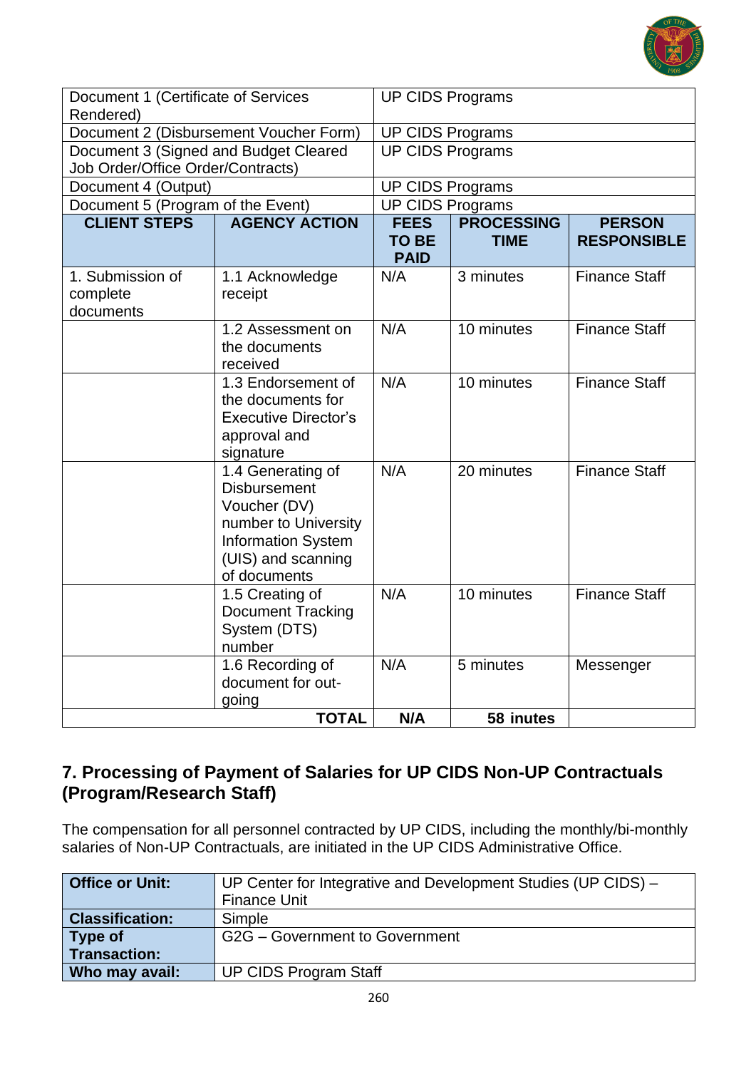| Document 1 (Certificate of Services Rendered) | UP CIDS Programs | | | |
|---|---|---|---|---|
| Document 2 (Disbursement Voucher Form) | UP CIDS Programs | | | |
| Document 3 (Signed and Budget Cleared Job Order/Office Order/Contracts) | UP CIDS Programs | | | |
| Document 4 (Output) | UP CIDS Programs | | | |
| Document 5 (Program of the Event) | UP CIDS Programs | | | |
| **CLIENT STEPS** | **AGENCY ACTION** | **FEES TO BE PAID** | **PROCESSING TIME** | **PERSON RESPONSIBLE** |
| 1. Submission of complete documents | 1.1 Acknowledge receipt | N/A | 3 minutes | Finance Staff |
| | 1.2 Assessment on the documents received | N/A | 10 minutes | Finance Staff |
| | 1.3 Endorsement of the documents for Executive Director's approval and signature | N/A | 10 minutes | Finance Staff |
| | 1.4 Generating of Disbursement Voucher (DV) number to University Information System (UIS) and scanning of documents | N/A | 20 minutes | Finance Staff |
| | 1.5 Creating of Document Tracking System (DTS) number | N/A | 10 minutes | Finance Staff |
| | 1.6 Recording of document for out-going | N/A | 5 minutes | Messenger |
| | **TOTAL** | **N/A** | **58 inutes** | |

## 7. Processing of Payment of Salaries for UP CIDS Non-UP Contractuals (Program/Research Staff)

The compensation for all personnel contracted by UP CIDS, including the monthly/bi-monthly salaries of Non-UP Contractuals, are initiated in the UP CIDS Administrative Office.

| **Office or Unit:** | UP Center for Integrative and Development Studies (UP CIDS) – Finance Unit |
|---|---|
| **Classification:** | Simple |
| **Type of Transaction:** | G2G – Government to Government |
| **Who may avail:** | UP CIDS Program Staff |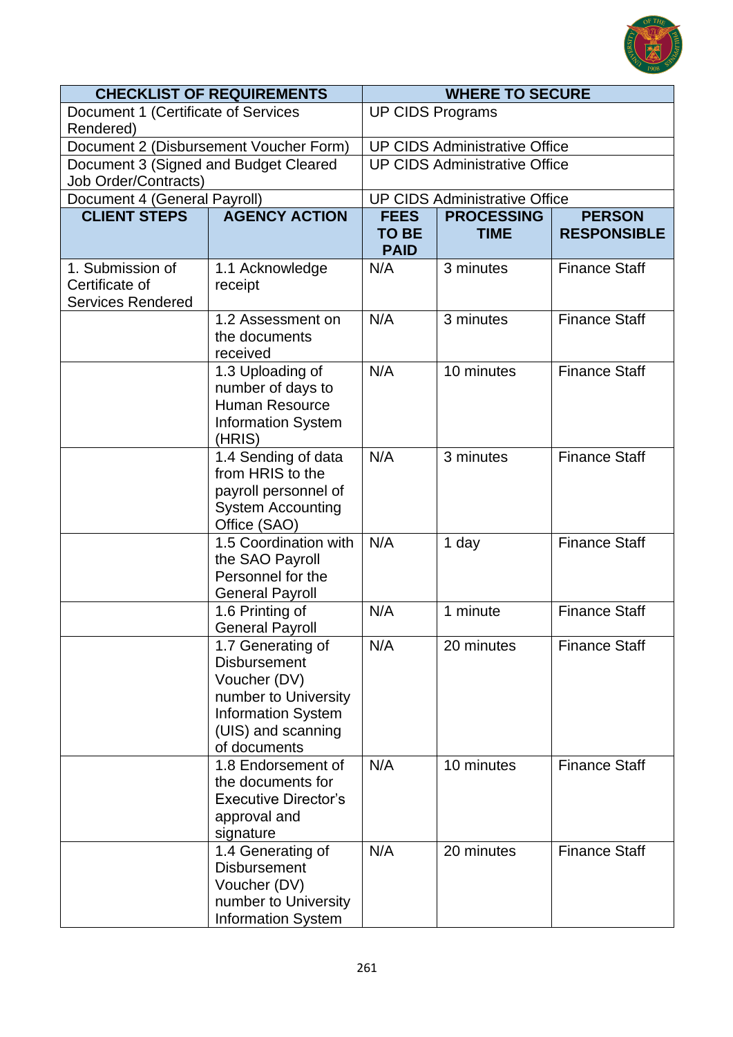| CHECKLIST OF REQUIREMENTS | | WHERE TO SECURE | | |
|---|---|---|---|---|
| Document 1 (Certificate of Services Rendered) | | UP CIDS Programs | | |
| Document 2 (Disbursement Voucher Form) | | UP CIDS Administrative Office | | |
| Document 3 (Signed and Budget Cleared Job Order/Contracts) | | UP CIDS Administrative Office | | |
| Document 4 (General Payroll) | | UP CIDS Administrative Office | | |
| **CLIENT STEPS** | **AGENCY ACTION** | **FEES TO BE PAID** | **PROCESSING TIME** | **PERSON RESPONSIBLE** |
| 1. Submission of Certificate of Services Rendered | 1.1 Acknowledge receipt | N/A | 3 minutes | Finance Staff |
| | 1.2 Assessment on the documents received | N/A | 3 minutes | Finance Staff |
| | 1.3 Uploading of number of days to Human Resource Information System (HRIS) | N/A | 10 minutes | Finance Staff |
| | 1.4 Sending of data from HRIS to the payroll personnel of System Accounting Office (SAO) | N/A | 3 minutes | Finance Staff |
| | 1.5 Coordination with the SAO Payroll Personnel for the General Payroll | N/A | 1 day | Finance Staff |
| | 1.6 Printing of General Payroll | N/A | 1 minute | Finance Staff |
| | 1.7 Generating of Disbursement Voucher (DV) number to University Information System (UIS) and scanning of documents | N/A | 20 minutes | Finance Staff |
| | 1.8 Endorsement of the documents for Executive Director's approval and signature | N/A | 10 minutes | Finance Staff |
| | 1.4 Generating of Disbursement Voucher (DV) number to University Information System | N/A | 20 minutes | Finance Staff |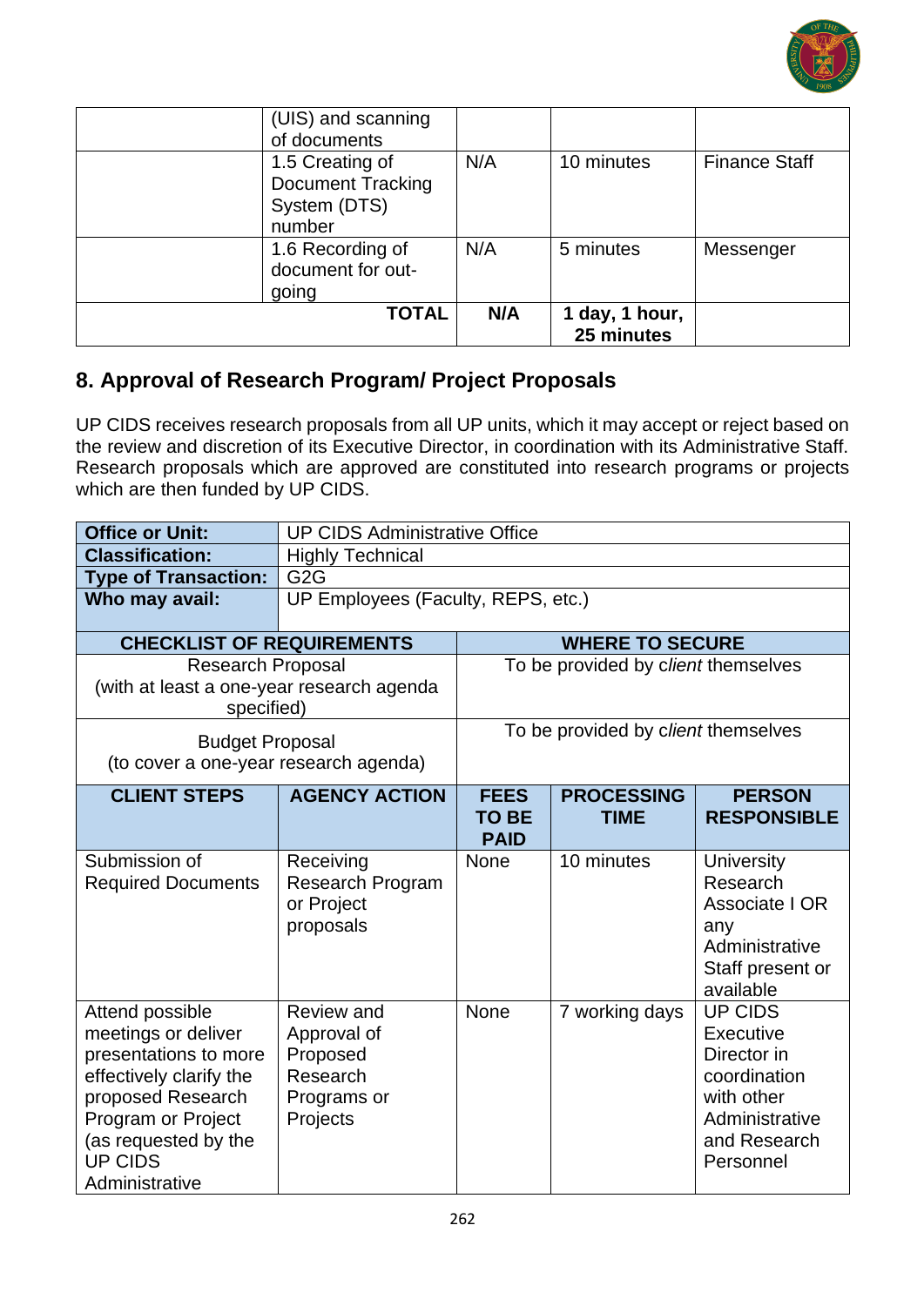| | | | | |
|---|---|---|---|---|
| | (UIS) and scanning of documents | | | |
| | 1.5 Creating of Document Tracking System (DTS) number | N/A | 10 minutes | Finance Staff |
| | 1.6 Recording of document for out-going | N/A | 5 minutes | Messenger |
| | **TOTAL** | **N/A** | **1 day, 1 hour, 25 minutes** | |

## 8. Approval of Research Program/ Project Proposals

UP CIDS receives research proposals from all UP units, which it may accept or reject based on the review and discretion of its Executive Director, in coordination with its Administrative Staff. Research proposals which are approved are constituted into research programs or projects which are then funded by UP CIDS.

| | | | | |
|---|---|---|---|---|
| **Office or Unit:** | UP CIDS Administrative Office | | | |
| **Classification:** | Highly Technical | | | |
| **Type of Transaction:** | G2G | | | |
| **Who may avail:** | UP Employees (Faculty, REPS, etc.) | | | |
| **CHECKLIST OF REQUIREMENTS** | | **WHERE TO SECURE** | | |
| Research Proposal (with at least a one-year research agenda specified) | | To be provided by *client* themselves | | |
| Budget Proposal (to cover a one-year research agenda) | | To be provided by *client* themselves | | |
| **CLIENT STEPS** | **AGENCY ACTION** | **FEES TO BE PAID** | **PROCESSING TIME** | **PERSON RESPONSIBLE** |
| Submission of Required Documents | Receiving Research Program or Project proposals | None | 10 minutes | University Research Associate I OR any Administrative Staff present or available |
| Attend possible meetings or deliver presentations to more effectively clarify the proposed Research Program or Project (as requested by the UP CIDS Administrative | Review and Approval of Proposed Research Programs or Projects | None | 7 working days | UP CIDS Executive Director in coordination with other Administrative and Research Personnel |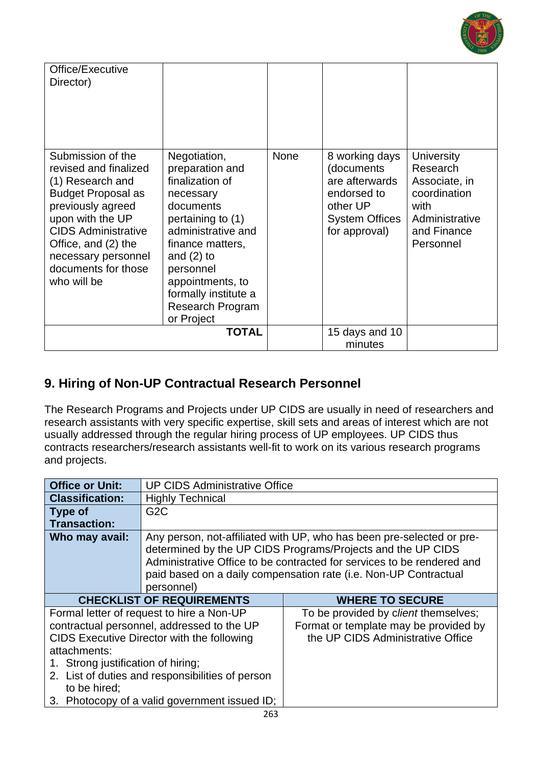| | | | | |
|---|---|---|---|---|
| Office/Executive Director) | | | | |
| Submission of the revised and finalized (1) Research and Budget Proposal as previously agreed upon with the UP CIDS Administrative Office, and (2) the necessary personnel documents for those who will be | Negotiation, preparation and finalization of necessary documents pertaining to (1) administrative and finance matters, and (2) to personnel appointments, to formally institute a Research Program or Project | None | 8 working days (documents are afterwards endorsed to other UP System Offices for approval) | University Research Associate, in coordination with Administrative and Finance Personnel |
| | **TOTAL** | | 15 days and 10 minutes | |

## 9. Hiring of Non-UP Contractual Research Personnel

The Research Programs and Projects under UP CIDS are usually in need of researchers and research assistants with very specific expertise, skill sets and areas of interest which are not usually addressed through the regular hiring process of UP employees. UP CIDS thus contracts researchers/research assistants well-fit to work on its various research programs and projects.

| | |
|---|---|
| **Office or Unit:** | UP CIDS Administrative Office |
| **Classification:** | Highly Technical |
| **Type of Transaction:** | G2C |
| **Who may avail:** | Any person, not-affiliated with UP, who has been pre-selected or pre-determined by the UP CIDS Programs/Projects and the UP CIDS Administrative Office to be contracted for services to be rendered and paid based on a daily compensation rate (i.e. Non-UP Contractual personnel) |
| **CHECKLIST OF REQUIREMENTS** | **WHERE TO SECURE** |
| Formal letter of request to hire a Non-UP contractual personnel, addressed to the UP CIDS Executive Director with the following attachments:<br>1. Strong justification of hiring;<br>2. List of duties and responsibilities of person to be hired;<br>3. Photocopy of a valid government issued ID; | To be provided by *client* themselves; Format or template may be provided by the UP CIDS Administrative Office |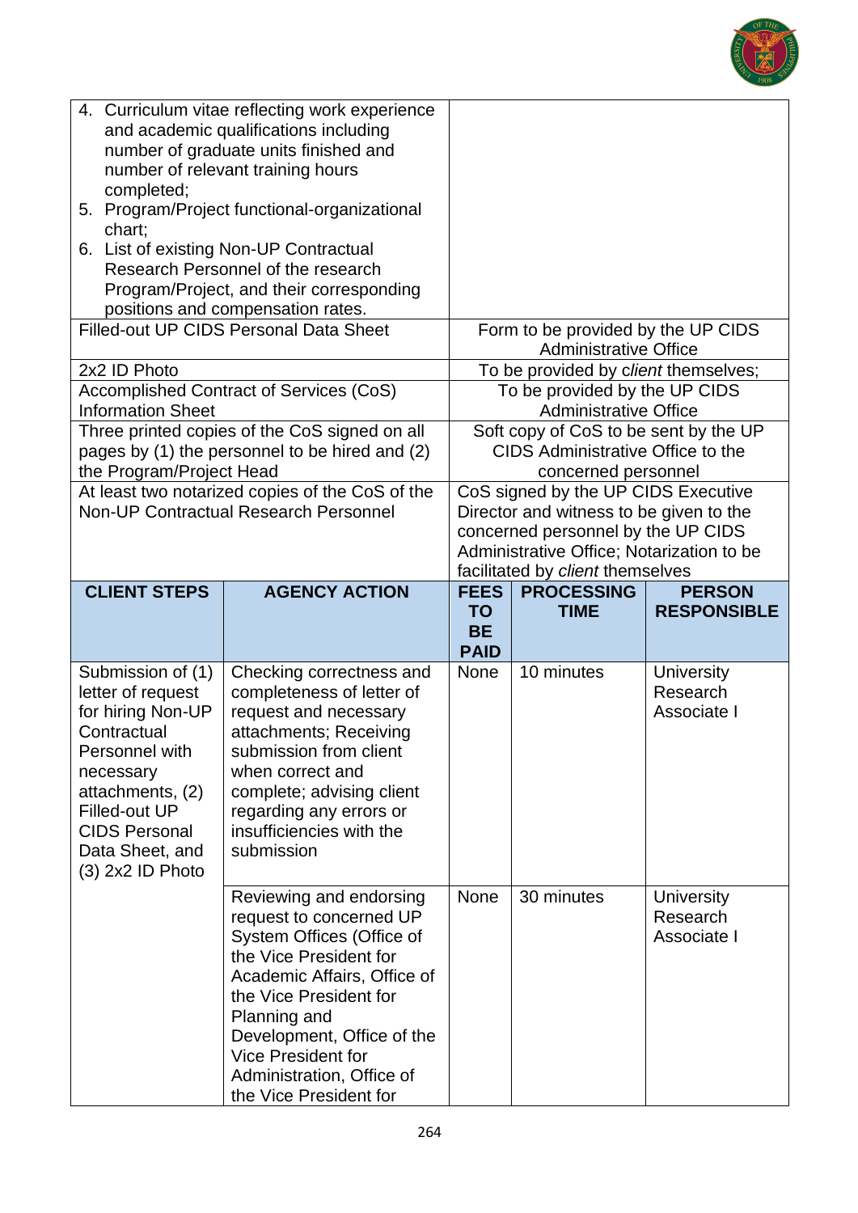| | |
|---|---|
| 4. Curriculum vitae reflecting work experience and academic qualifications including number of graduate units finished and number of relevant training hours completed;<br>5. Program/Project functional-organizational chart;<br>6. List of existing Non-UP Contractual Research Personnel of the research Program/Project, and their corresponding positions and compensation rates. | |
| Filled-out UP CIDS Personal Data Sheet | Form to be provided by the UP CIDS Administrative Office |
| 2x2 ID Photo | To be provided by *client* themselves; |
| Accomplished Contract of Services (CoS) Information Sheet | To be provided by the UP CIDS Administrative Office |
| Three printed copies of the CoS signed on all pages by (1) the personnel to be hired and (2) the Program/Project Head | Soft copy of CoS to be sent by the UP CIDS Administrative Office to the concerned personnel |
| At least two notarized copies of the CoS of the Non-UP Contractual Research Personnel | CoS signed by the UP CIDS Executive Director and witness to be given to the concerned personnel by the UP CIDS Administrative Office; Notarization to be facilitated by *client* themselves |

| CLIENT STEPS | AGENCY ACTION | FEES TO BE PAID | PROCESSING TIME | PERSON RESPONSIBLE |
|---|---|---|---|---|
| Submission of (1) letter of request for hiring Non-UP Contractual Personnel with necessary attachments, (2) Filled-out UP CIDS Personal Data Sheet, and (3) 2x2 ID Photo | Checking correctness and completeness of letter of request and necessary attachments; Receiving submission from client when correct and complete; advising client regarding any errors or insufficiencies with the submission | None | 10 minutes | University Research Associate I |
| | Reviewing and endorsing request to concern UP System Offices (Office of the Vice President for Academic Affairs, Office of the Vice President for Planning and Development, Office of the Vice President for Administration, Office of the Vice President for | None | 30 minutes | University Research Associate I |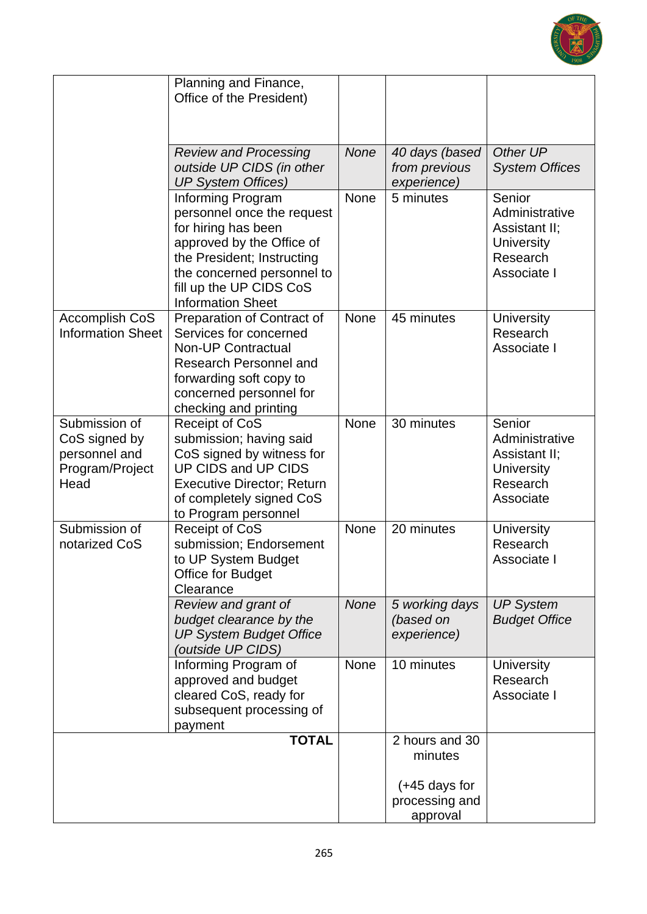| | | | | |
|---|---|---|---|---|
| | Planning and Finance, Office of the President) | | | |
| | *Review and Processing outside UP CIDS (in other UP System Offices)* | *None* | *40 days (based from previous experience)* | *Other UP System Offices* |
| | Informing Program personnel once the request for hiring has been approved by the Office of the President; Instructing the concerned personnel to fill up the UP CIDS CoS Information Sheet | None | 5 minutes | Senior Administrative Assistant II; University Research Associate I |
| Accomplish CoS Information Sheet | Preparation of Contract of Services for concerned Non-UP Contractual Research Personnel and forwarding soft copy to concerned personnel for checking and printing | None | 45 minutes | University Research Associate I |
| Submission of CoS signed by personnel and Program/Project Head | Receipt of CoS submission; having said CoS signed by witness for UP CIDS and UP CIDS Executive Director; Return of completely signed CoS to Program personnel | None | 30 minutes | Senior Administrative Assistant II; University Research Associate |
| Submission of notarized CoS | Receipt of CoS submission; Endorsement to UP System Budget Office for Budget Clearance | None | 20 minutes | University Research Associate I |
| | *Review and grant of budget clearance by the UP System Budget Office (outside UP CIDS)* | *None* | *5 working days (based on experience)* | *UP System Budget Office* |
| | Informing Program of approved and budget cleared CoS, ready for subsequent processing of payment | None | 10 minutes | University Research Associate I |
| | **TOTAL** | | 2 hours and 30 minutes<br><br>(+45 days for processing and approval | |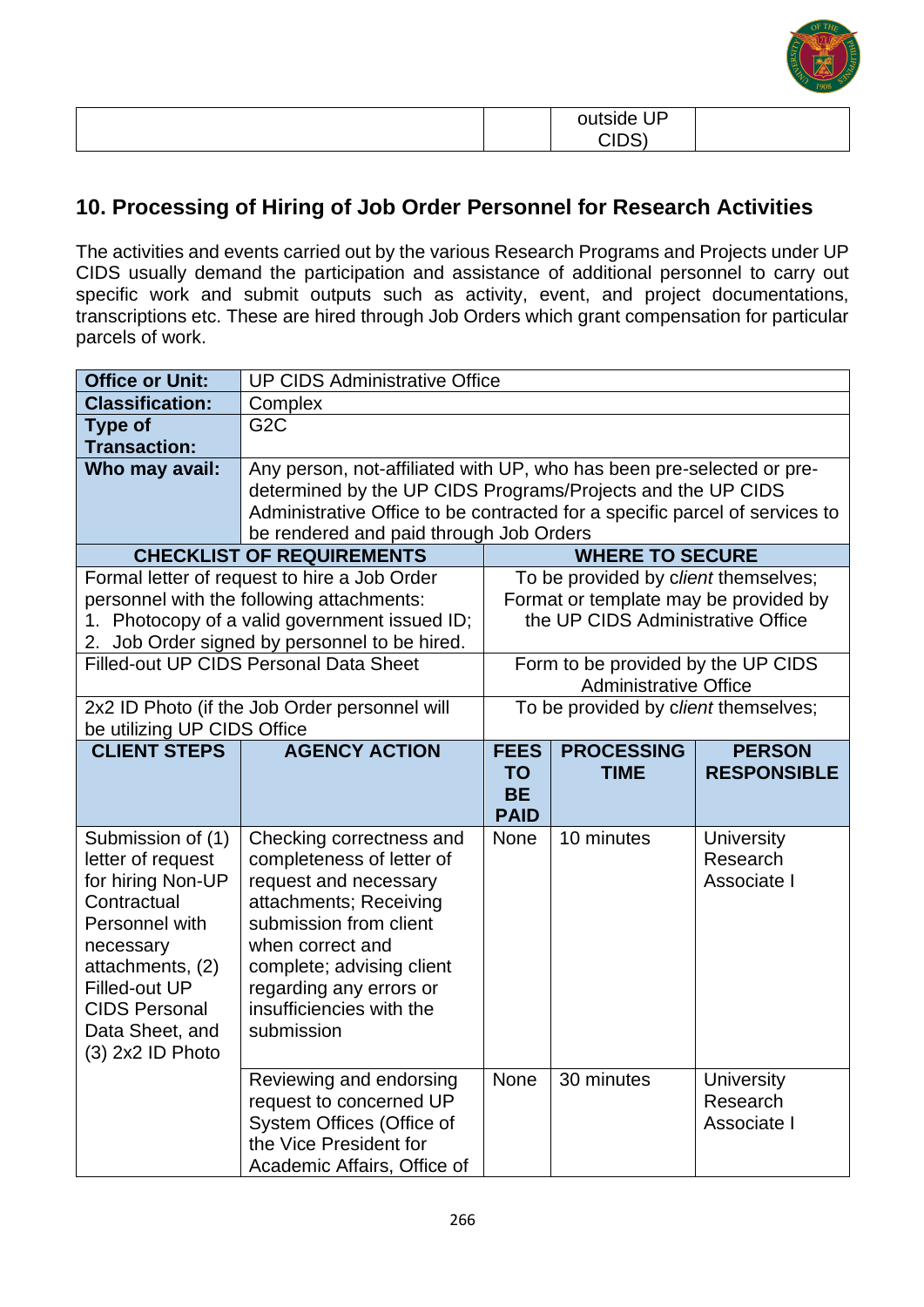| | | outside UP CIDS) | |
|---|---|---|---|

## 10. Processing of Hiring of Job Order Personnel for Research Activities

The activities and events carried out by the various Research Programs and Projects under UP CIDS usually demand the participation and assistance of additional personnel to carry out specific work and submit outputs such as activity, event, and project documentations, transcriptions etc. These are hired through Job Orders which grant compensation for particular parcels of work.

| **Office or Unit:** | UP CIDS Administrative Office | | | |
|---|---|---|---|---|
| **Classification:** | Complex | | | |
| **Type of Transaction:** | G2C | | | |
| **Who may avail:** | Any person, not-affiliated with UP, who has been pre-selected or pre-determined by the UP CIDS Programs/Projects and the UP CIDS Administrative Office to be contracted for a specific parcel of services to be rendered and paid through Job Orders | | | |
| **CHECKLIST OF REQUIREMENTS** | | **WHERE TO SECURE** | | |
| Formal letter of request to hire a Job Order personnel with the following attachments: 1. Photocopy of a valid government issued ID; 2. Job Order signed by personnel to be hired. | | To be provided by *client* themselves; Format or template may be provided by the UP CIDS Administrative Office | | |
| Filled-out UP CIDS Personal Data Sheet | | Form to be provided by the UP CIDS Administrative Office | | |
| 2x2 ID Photo (if the Job Order personnel will be utilizing UP CIDS Office | | To be provided by *client* themselves; | | |
| **CLIENT STEPS** | **AGENCY ACTION** | **FEES TO BE PAID** | **PROCESSING TIME** | **PERSON RESPONSIBLE** |
| Submission of (1) letter of request for hiring Non-UP Contractual Personnel with necessary attachments, (2) Filled-out UP CIDS Personal Data Sheet, and (3) 2x2 ID Photo | Checking correctness and completeness of letter of request and necessary attachments; Receiving submission from client when correct and complete; advising client regarding any errors or insufficiencies with the submission | None | 10 minutes | University Research Associate I |
| | Reviewing and endorsing request to concerned UP System Offices (Office of the Vice President for Academic Affairs, Office of | None | 30 minutes | University Research Associate I |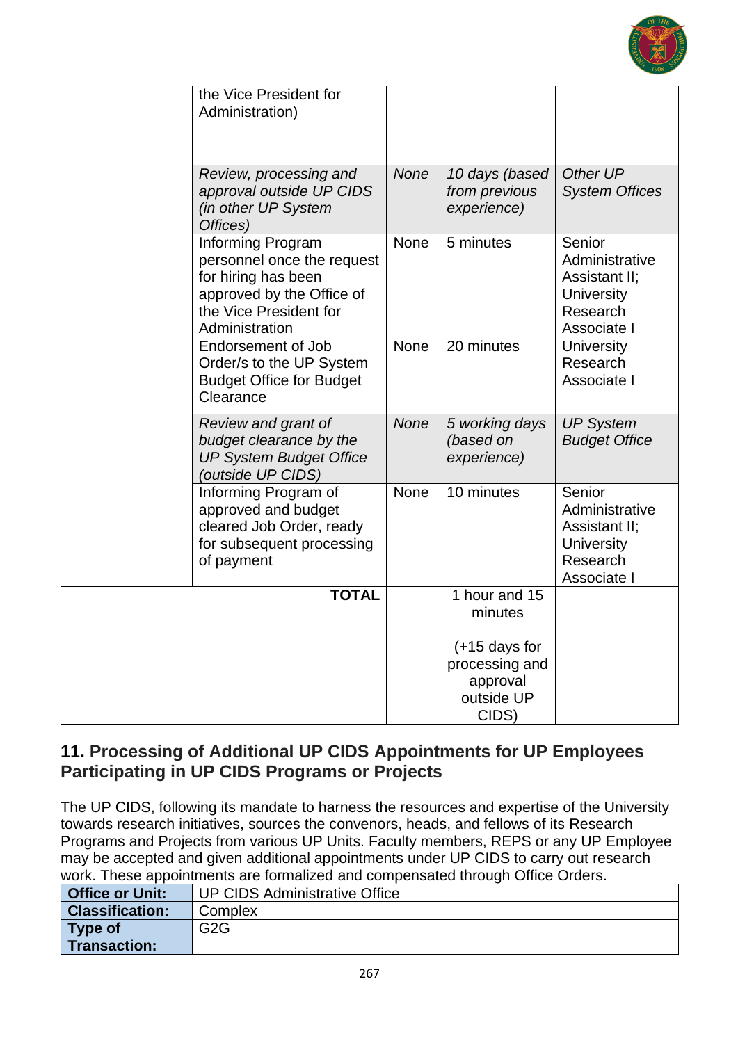| | | | | |
|---|---|---|---|---|
| | the Vice President for Administration) | | | |
| | *Review, processing and approval outside UP CIDS (in other UP System Offices)* | *None* | *10 days (based from previous experience)* | *Other UP System Offices* |
| | Informing Program personnel once the request for hiring has been approved by the Office of the Vice President for Administration | None | 5 minutes | Senior Administrative Assistant II; University Research Associate I |
| | Endorsement of Job Order/s to the UP System Budget Office for Budget Clearance | None | 20 minutes | University Research Associate I |
| | *Review and grant of budget clearance by the UP System Budget Office (outside UP CIDS)* | *None* | *5 working days (based on experience)* | *UP System Budget Office* |
| | Informing Program of approved and budget cleared Job Order, ready for subsequent processing of payment | None | 10 minutes | Senior Administrative Assistant II; University Research Associate I |
| | **TOTAL** | | 1 hour and 15 minutes<br><br>(+15 days for processing and approval outside UP CIDS) | |

## 11. Processing of Additional UP CIDS Appointments for UP Employees Participating in UP CIDS Programs or Projects

The UP CIDS, following its mandate to harness the resources and expertise of the University towards research initiatives, sources the convenors, heads, and fellows of its Research Programs and Projects from various UP Units. Faculty members, REPS or any UP Employee may be accepted and given additional appointments under UP CIDS to carry out research work. These appointments are formalized and compensated through Office Orders.

| | |
|---|---|
| **Office or Unit:** | UP CIDS Administrative Office |
| **Classification:** | Complex |
| **Type of Transaction:** | G2G |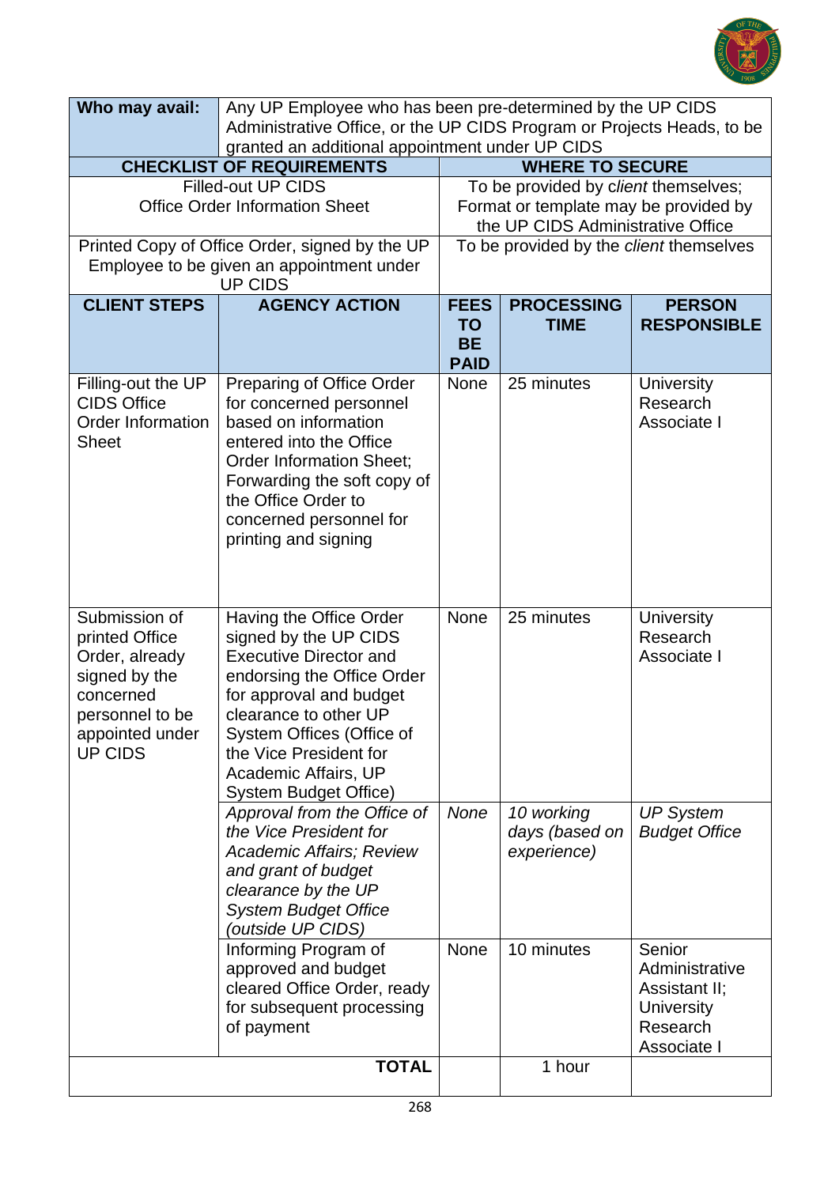| **Who may avail:** | Any UP Employee who has been pre-determined by the UP CIDS Administrative Office, or the UP CIDS Program or Projects Heads, to be granted an additional appointment under UP CIDS | | | |
|---|---|---|---|---|
| **CHECKLIST OF REQUIREMENTS** | | **WHERE TO SECURE** | | |
| Filled-out UP CIDS Office Order Information Sheet | | To be provided by *client* themselves; Format or template may be provided by the UP CIDS Administrative Office | | |
| Printed Copy of Office Order, signed by the UP Employee to be given an appointment under UP CIDS | | To be provided by the *client* themselves | | |
| **CLIENT STEPS** | **AGENCY ACTION** | **FEES TO BE PAID** | **PROCESSING TIME** | **PERSON RESPONSIBLE** |
| Filling-out the UP CIDS Office Order Information Sheet | Preparing of Office Order for concerned personnel based on information entered into the Office Order Information Sheet; Forwarding the soft copy of the Office Order to concerned personnel for printing and signing | None | 25 minutes | University Research Associate I |
| Submission of printed Office Order, already signed by the concerned personnel to be appointed under UP CIDS | Having the Office Order signed by the UP CIDS Executive Director and endorsing the Office Order for approval and budget clearance to other UP System Offices (Office of the Vice President for Academic Affairs, UP System Budget Office) | None | 25 minutes | University Research Associate I |
| | *Approval from the Office of the Vice President for Academic Affairs; Review and grant of budget clearance by the UP System Budget Office (outside UP CIDS)* | *None* | *10 working days (based on experience)* | *UP System Budget Office* |
| | Informing Program of approved and budget cleared Office Order, ready for subsequent processing of payment | None | 10 minutes | Senior Administrative Assistant II; University Research Associate I |
| | **TOTAL** | | 1 hour | |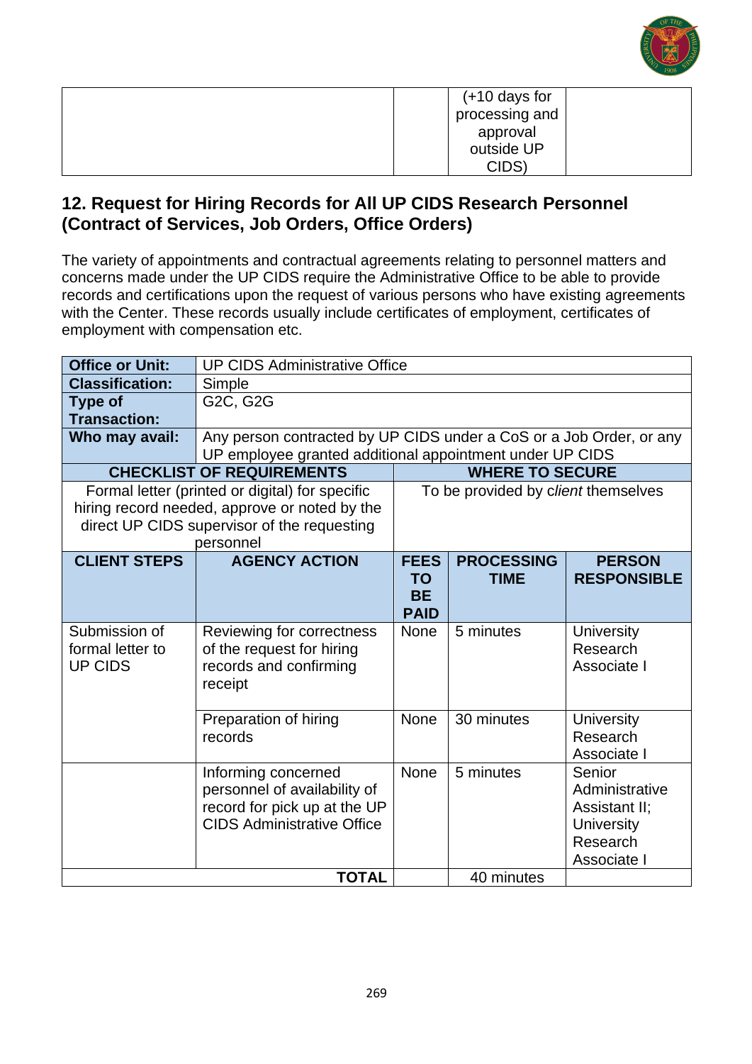| | | (+10 days for processing and approval outside UP CIDS) | |
|---|---|---|---|

## 12. Request for Hiring Records for All UP CIDS Research Personnel (Contract of Services, Job Orders, Office Orders)

The variety of appointments and contractual agreements relating to personnel matters and concerns made under the UP CIDS require the Administrative Office to be able to provide records and certifications upon the request of various persons who have existing agreements with the Center. These records usually include certificates of employment, certificates of employment with compensation etc.

| **Office or Unit:** | UP CIDS Administrative Office | | | |
|---|---|---|---|---|
| **Classification:** | Simple | | | |
| **Type of Transaction:** | G2C, G2G | | | |
| **Who may avail:** | Any person contracted by UP CIDS under a CoS or a Job Order, or any UP employee granted additional appointment under UP CIDS | | | |
| **CHECKLIST OF REQUIREMENTS** | | **WHERE TO SECURE** | | |
| Formal letter (printed or digital) for specific hiring record needed, approve or noted by the direct UP CIDS supervisor of the requesting personnel | | To be provided by *client* themselves | | |
| **CLIENT STEPS** | **AGENCY ACTION** | **FEES TO BE PAID** | **PROCESSING TIME** | **PERSON RESPONSIBLE** |
| Submission of formal letter to UP CIDS | Reviewing for correctness of the request for hiring records and confirming receipt | None | 5 minutes | University Research Associate I |
| | Preparation of hiring records | None | 30 minutes | University Research Associate I |
| | Informing concerned personnel of availability of record for pick up at the UP CIDS Administrative Office | None | 5 minutes | Senior Administrative Assistant II; University Research Associate I |
| | **TOTAL** | | 40 minutes | |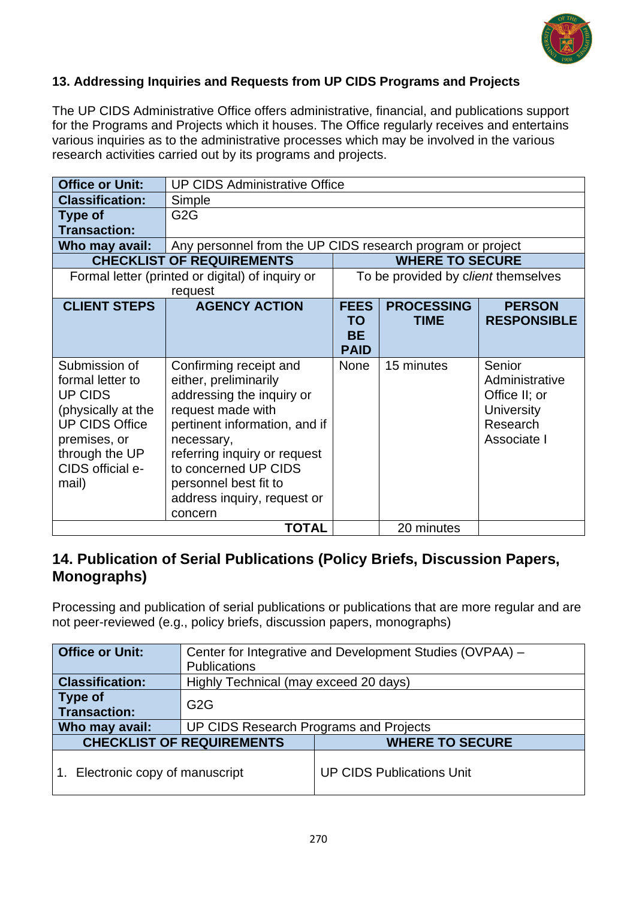### 13. Addressing Inquiries and Requests from UP CIDS Programs and Projects

The UP CIDS Administrative Office offers administrative, financial, and publications support for the Programs and Projects which it houses. The Office regularly receives and entertains various inquiries as to the administrative processes which may be involved in the various research activities carried out by its programs and projects.

| **Office or Unit:** | UP CIDS Administrative Office | | | |
|---|---|---|---|---|
| **Classification:** | Simple | | | |
| **Type of Transaction:** | G2G | | | |
| **Who may avail:** | Any personnel from the UP CIDS research program or project | | | |
| **CHECKLIST OF REQUIREMENTS** | | **WHERE TO SECURE** | | |
| Formal letter (printed or digital) of inquiry or request | | To be provided by *client* themselves | | |
| **CLIENT STEPS** | **AGENCY ACTION** | **FEES TO BE PAID** | **PROCESSING TIME** | **PERSON RESPONSIBLE** |
| Submission of formal letter to UP CIDS (physically at the UP CIDS Office premises, or through the UP CIDS official e-mail) | Confirming receipt and either, preliminarily addressing the inquiry or request made with pertinent information, and if necessary, referring inquiry or request to concerned UP CIDS personnel best fit to address inquiry, request or concern | None | 15 minutes | Senior Administrative Office II; or University Research Associate I |
| | **TOTAL** | | 20 minutes | |

## 14. Publication of Serial Publications (Policy Briefs, Discussion Papers, Monographs)

Processing and publication of serial publications or publications that are more regular and are not peer-reviewed (e.g., policy briefs, discussion papers, monographs)

| **Office or Unit:** | Center for Integrative and Development Studies (OVPAA) – Publications |
|---|---|
| **Classification:** | Highly Technical (may exceed 20 days) |
| **Type of Transaction:** | G2G |
| **Who may avail:** | UP CIDS Research Programs and Projects |
| **CHECKLIST OF REQUIREMENTS** | **WHERE TO SECURE** |
| 1. Electronic copy of manuscript | UP CIDS Publications Unit |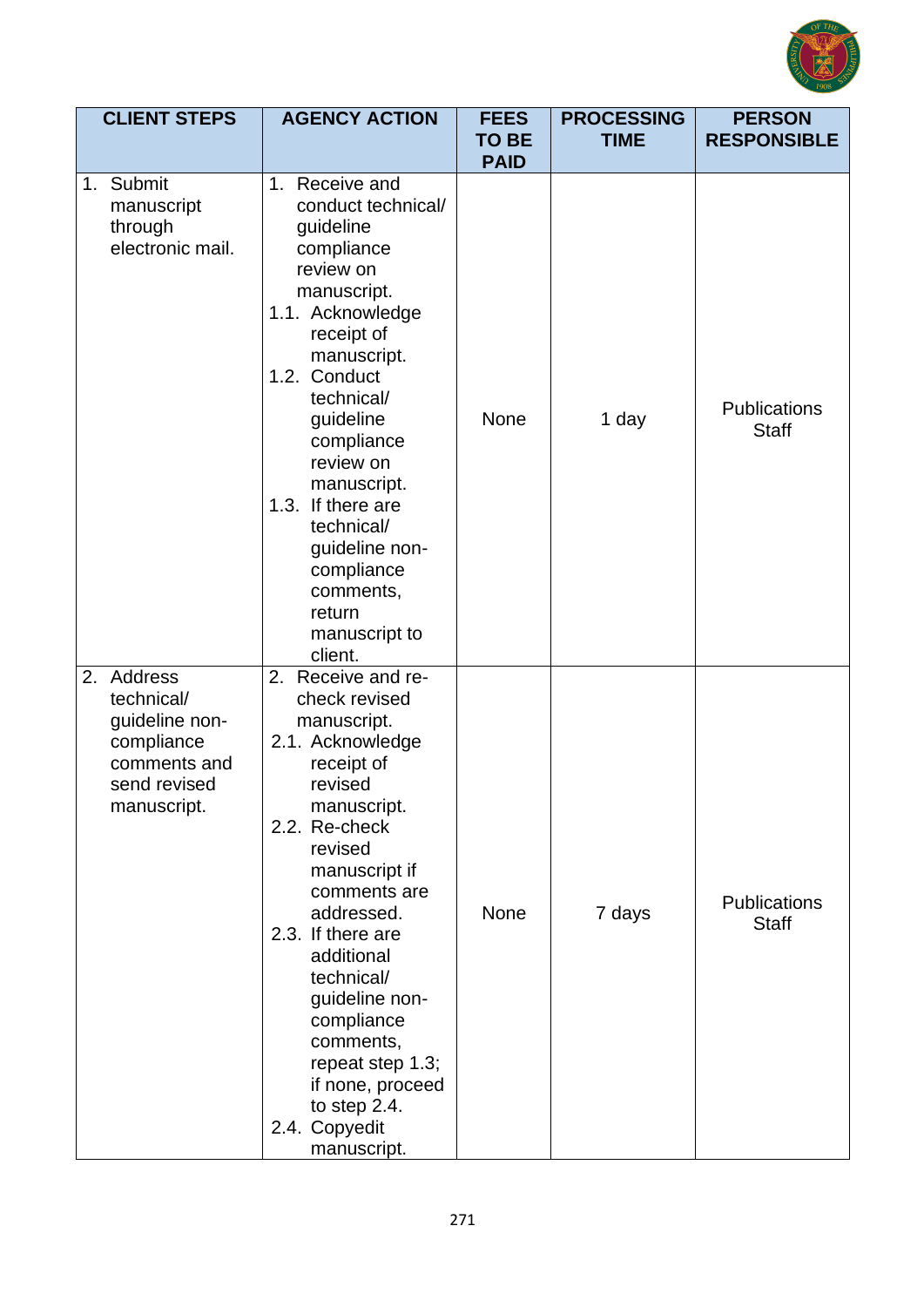| CLIENT STEPS | AGENCY ACTION | FEES TO BE PAID | PROCESSING TIME | PERSON RESPONSIBLE |
|---|---|---|---|---|
| 1. Submit manuscript through electronic mail. | 1. Receive and conduct technical/ guideline compliance review on manuscript.<br>1.1. Acknowledge receipt of manuscript.<br>1.2. Conduct technical/ guideline compliance review on manuscript.<br>1.3. If there are technical/ guideline non-compliance comments, return manuscript to client. | None | 1 day | Publications Staff |
| 2. Address technical/ guideline non-compliance comments and send revised manuscript. | 2. Receive and re-check revised manuscript.<br>2.1. Acknowledge receipt of revised manuscript.<br>2.2. Re-check revised manuscript if comments are addressed.<br>2.3. If there are additional technical/ guideline non-compliance comments, repeat step 1.3; if none, proceed to step 2.4.<br>2.4. Copyedit manuscript. | None | 7 days | Publications Staff |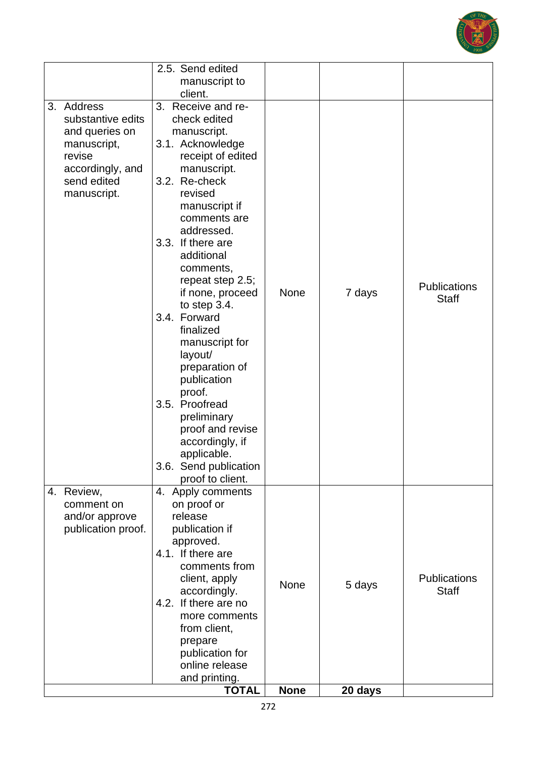| | | | | |
|---|---|---|---|---|
| | 2.5. Send edited manuscript to client. | | | |
| 3. Address substantive edits and queries on manuscript, revise accordingly, and send edited manuscript. | 3. Receive and re-check edited manuscript.<br>3.1. Acknowledge receipt of edited manuscript.<br>3.2. Re-check revised manuscript if comments are addressed.<br>3.3. If there are additional comments, repeat step 2.5; if none, proceed to step 3.4.<br>3.4. Forward finalized manuscript for layout/ preparation of publication proof.<br>3.5. Proofread preliminary proof and revise accordingly, if applicable.<br>3.6. Send publication proof to client. | None | 7 days | Publications Staff |
| 4. Review, comment on and/or approve publication proof. | 4. Apply comments on proof or release publication if approved.<br>4.1. If there are comments from client, apply accordingly.<br>4.2. If there are no more comments from client, prepare publication for online release and printing. | None | 5 days | Publications Staff |
| | **TOTAL** | **None** | **20 days** | |